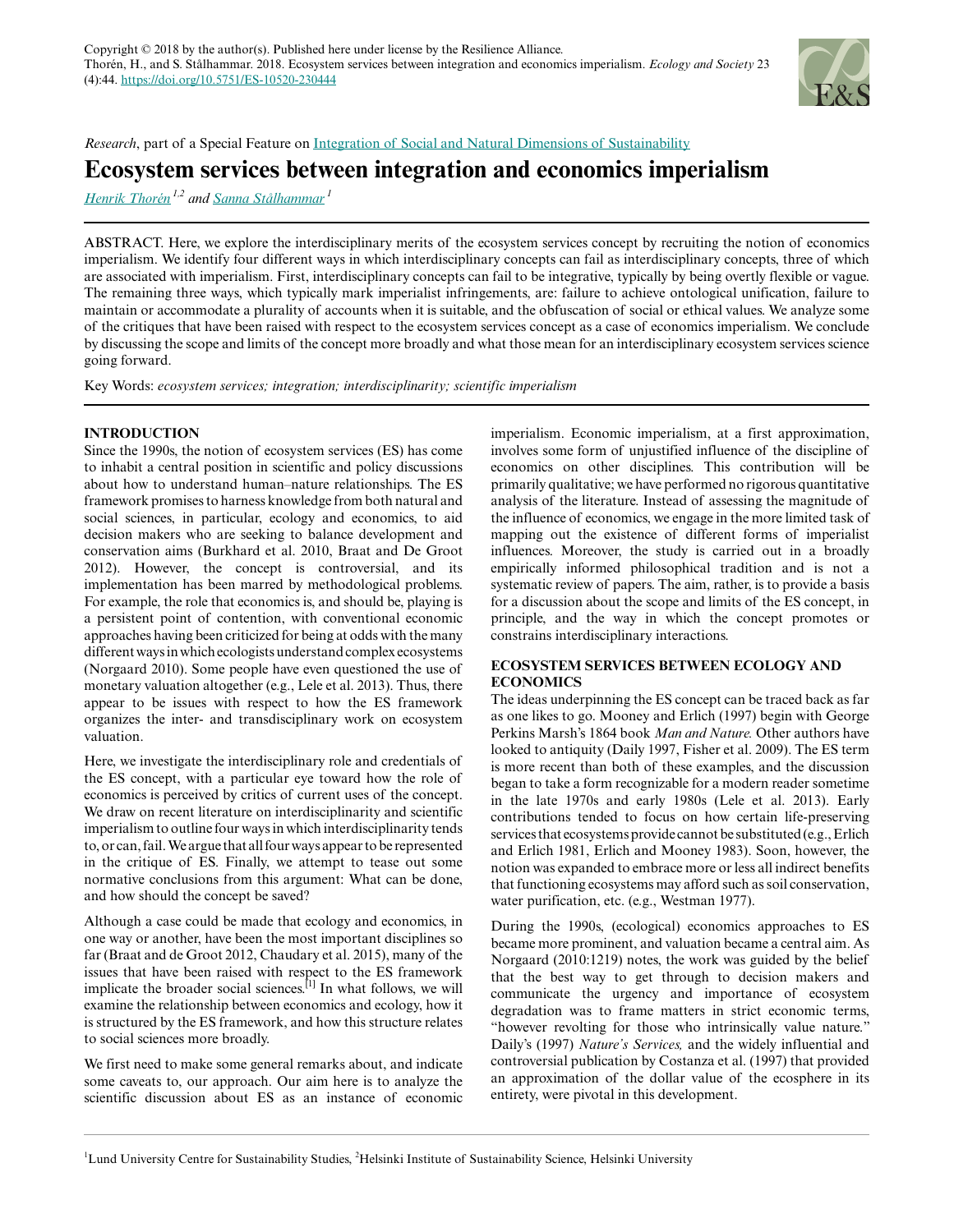Copyright © 2018 by the author(s). Published here under license by the Resilience Alliance.
Thorén, H., and S. Stålhammar. 2018. Ecosystem services between integration and economics imperialism. *Ecology and Society* 23 (4):44. https://doi.org/10.5751/ES-10520-230444

*Research*, part of a Special Feature on Integration of Social and Natural Dimensions of Sustainability

# Ecosystem services between integration and economics imperialism

Henrik Thorén[1,2] and Sanna Stålhammar[1]

ABSTRACT. Here, we explore the interdisciplinary merits of the ecosystem services concept by recruiting the notion of economics imperialism. We identify four different ways in which interdisciplinary concepts can fail as interdisciplinary concepts, three of which are associated with imperialism. First, interdisciplinary concepts can fail to be integrative, typically by being overtly flexible or vague. The remaining three ways, which typically mark imperialist infringements, are: failure to achieve ontological unification, failure to maintain or accommodate a plurality of accounts when it is suitable, and the obfuscation of social or ethical values. We analyze some of the critiques that have been raised with respect to the ecosystem services concept as a case of economics imperialism. We conclude by discussing the scope and limits of the concept more broadly and what those mean for an interdisciplinary ecosystem services science going forward.

Key Words: *ecosystem services; integration; interdisciplinarity; scientific imperialism*

## INTRODUCTION

Since the 1990s, the notion of ecosystem services (ES) has come to inhabit a central position in scientific and policy discussions about how to understand human–nature relationships. The ES framework promises to harness knowledge from both natural and social sciences, in particular, ecology and economics, to aid decision makers who are seeking to balance development and conservation aims (Burkhard et al. 2010, Braat and De Groot 2012). However, the concept is controversial, and its implementation has been marred by methodological problems. For example, the role that economics is, and should be, playing is a persistent point of contention, with conventional economic approaches having been criticized for being at odds with the many different ways in which ecologists understand complex ecosystems (Norgaard 2010). Some people have even questioned the use of monetary valuation altogether (e.g., Lele et al. 2013). Thus, there appear to be issues with respect to how the ES framework organizes the inter- and transdisciplinary work on ecosystem valuation.

Here, we investigate the interdisciplinary role and credentials of the ES concept, with a particular eye toward how the role of economics is perceived by critics of current uses of the concept. We draw on recent literature on interdisciplinarity and scientific imperialism to outline four ways in which interdisciplinarity tends to, or can, fail. We argue that all four ways appear to be represented in the critique of ES. Finally, we attempt to tease out some normative conclusions from this argument: What can be done, and how should the concept be saved?

Although a case could be made that ecology and economics, in one way or another, have been the most important disciplines so far (Braat and de Groot 2012, Chaudary et al. 2015), many of the issues that have been raised with respect to the ES framework implicate the broader social sciences.[1] In what follows, we will examine the relationship between economics and ecology, how it is structured by the ES framework, and how this structure relates to social sciences more broadly.

We first need to make some general remarks about, and indicate some caveats to, our approach. Our aim here is to analyze the scientific discussion about ES as an instance of economic imperialism. Economic imperialism, at a first approximation, involves some form of unjustified influence of the discipline of economics on other disciplines. This contribution will be primarily qualitative; we have performed no rigorous quantitative analysis of the literature. Instead of assessing the magnitude of the influence of economics, we engage in the more limited task of mapping out the existence of different forms of imperialist influences. Moreover, the study is carried out in a broadly empirically informed philosophical tradition and is not a systematic review of papers. The aim, rather, is to provide a basis for a discussion about the scope and limits of the ES concept, in principle, and the way in which the concept promotes or constrains interdisciplinary interactions.

## ECOSYSTEM SERVICES BETWEEN ECOLOGY AND ECONOMICS

The ideas underpinning the ES concept can be traced back as far as one likes to go. Mooney and Erlich (1997) begin with George Perkins Marsh's 1864 book *Man and Nature.* Other authors have looked to antiquity (Daily 1997, Fisher et al. 2009). The ES term is more recent than both of these examples, and the discussion began to take a form recognizable for a modern reader sometime in the late 1970s and early 1980s (Lele et al. 2013). Early contributions tended to focus on how certain life-preserving services that ecosystems provide cannot be substituted (e.g., Erlich and Erlich 1981, Erlich and Mooney 1983). Soon, however, the notion was expanded to embrace more or less all indirect benefits that functioning ecosystems may afford such as soil conservation, water purification, etc. (e.g., Westman 1977).

During the 1990s, (ecological) economics approaches to ES became more prominent, and valuation became a central aim. As Norgaard (2010:1219) notes, the work was guided by the belief that the best way to get through to decision makers and communicate the urgency and importance of ecosystem degradation was to frame matters in strict economic terms, "however revolting for those who intrinsically value nature." Daily's (1997) *Nature's Services,* and the widely influential and controversial publication by Costanza et al. (1997) that provided an approximation of the dollar value of the ecosphere in its entirety, were pivotal in this development.

[1]Lund University Centre for Sustainability Studies, [2]Helsinki Institute of Sustainability Science, Helsinki University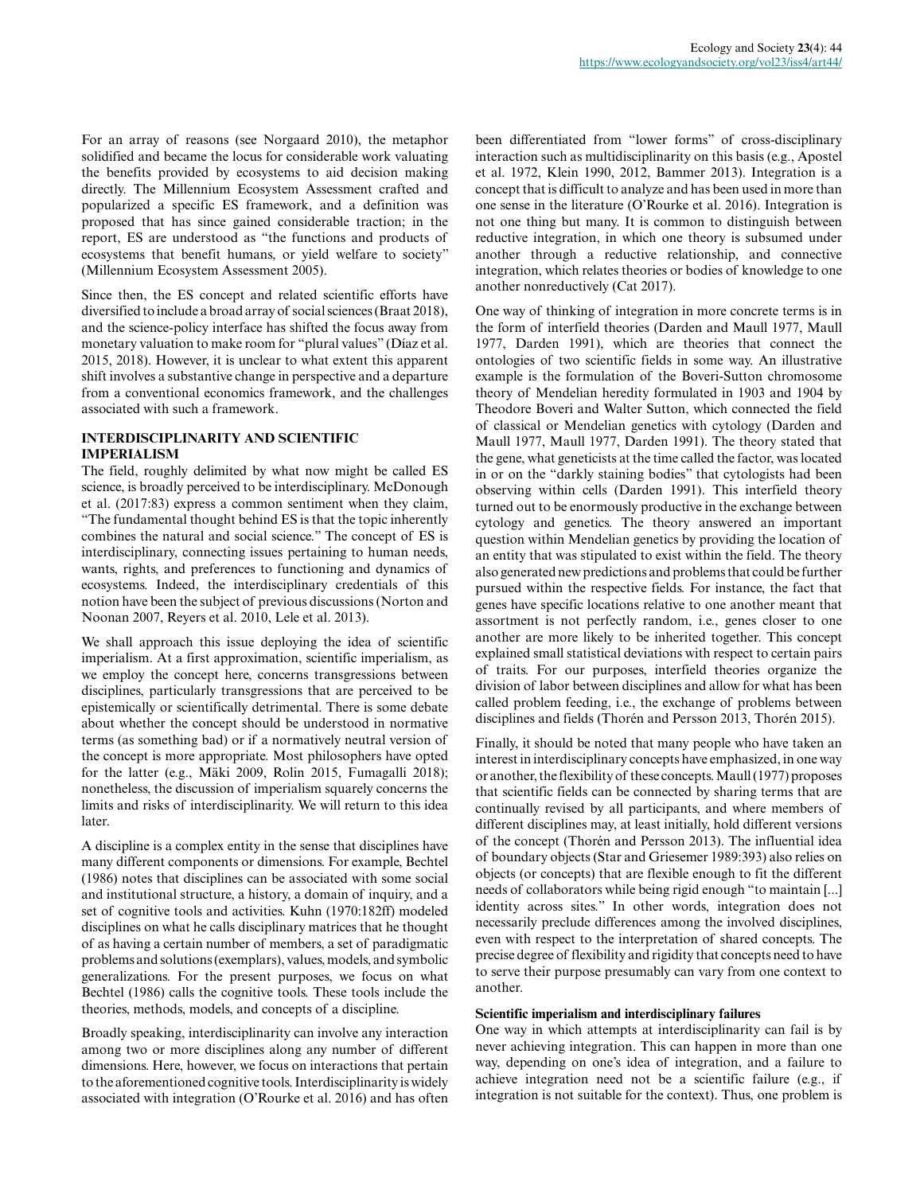For an array of reasons (see Norgaard 2010), the metaphor solidified and became the locus for considerable work valuating the benefits provided by ecosystems to aid decision making directly. The Millennium Ecosystem Assessment crafted and popularized a specific ES framework, and a definition was proposed that has since gained considerable traction; in the report, ES are understood as "the functions and products of ecosystems that benefit humans, or yield welfare to society" (Millennium Ecosystem Assessment 2005).

Since then, the ES concept and related scientific efforts have diversified to include a broad array of social sciences (Braat 2018), and the science-policy interface has shifted the focus away from monetary valuation to make room for "plural values" (Díaz et al. 2015, 2018). However, it is unclear to what extent this apparent shift involves a substantive change in perspective and a departure from a conventional economics framework, and the challenges associated with such a framework.

## INTERDISCIPLINARITY AND SCIENTIFIC IMPERIALISM

The field, roughly delimited by what now might be called ES science, is broadly perceived to be interdisciplinary. McDonough et al. (2017:83) express a common sentiment when they claim, "The fundamental thought behind ES is that the topic inherently combines the natural and social science." The concept of ES is interdisciplinary, connecting issues pertaining to human needs, wants, rights, and preferences to functioning and dynamics of ecosystems. Indeed, the interdisciplinary credentials of this notion have been the subject of previous discussions (Norton and Noonan 2007, Reyers et al. 2010, Lele et al. 2013).

We shall approach this issue deploying the idea of scientific imperialism. At a first approximation, scientific imperialism, as we employ the concept here, concerns transgressions between disciplines, particularly transgressions that are perceived to be epistemically or scientifically detrimental. There is some debate about whether the concept should be understood in normative terms (as something bad) or if a normatively neutral version of the concept is more appropriate. Most philosophers have opted for the latter (e.g., Mäki 2009, Rolin 2015, Fumagalli 2018); nonetheless, the discussion of imperialism squarely concerns the limits and risks of interdisciplinarity. We will return to this idea later.

A discipline is a complex entity in the sense that disciplines have many different components or dimensions. For example, Bechtel (1986) notes that disciplines can be associated with some social and institutional structure, a history, a domain of inquiry, and a set of cognitive tools and activities. Kuhn (1970:182ff) modeled disciplines on what he calls disciplinary matrices that he thought of as having a certain number of members, a set of paradigmatic problems and solutions (exemplars), values, models, and symbolic generalizations. For the present purposes, we focus on what Bechtel (1986) calls the cognitive tools. These tools include the theories, methods, models, and concepts of a discipline.

Broadly speaking, interdisciplinarity can involve any interaction among two or more disciplines along any number of different dimensions. Here, however, we focus on interactions that pertain to the aforementioned cognitive tools. Interdisciplinarity is widely associated with integration (O'Rourke et al. 2016) and has often been differentiated from "lower forms" of cross-disciplinary interaction such as multidisciplinarity on this basis (e.g., Apostel et al. 1972, Klein 1990, 2012, Bammer 2013). Integration is a concept that is difficult to analyze and has been used in more than one sense in the literature (O'Rourke et al. 2016). Integration is not one thing but many. It is common to distinguish between reductive integration, in which one theory is subsumed under another through a reductive relationship, and connective integration, which relates theories or bodies of knowledge to one another nonreductively (Cat 2017).

One way of thinking of integration in more concrete terms is in the form of interfield theories (Darden and Maull 1977, Maull 1977, Darden 1991), which are theories that connect the ontologies of two scientific fields in some way. An illustrative example is the formulation of the Boveri-Sutton chromosome theory of Mendelian heredity formulated in 1903 and 1904 by Theodore Boveri and Walter Sutton, which connected the field of classical or Mendelian genetics with cytology (Darden and Maull 1977, Maull 1977, Darden 1991). The theory stated that the gene, what geneticists at the time called the factor, was located in or on the "darkly staining bodies" that cytologists had been observing within cells (Darden 1991). This interfield theory turned out to be enormously productive in the exchange between cytology and genetics. The theory answered an important question within Mendelian genetics by providing the location of an entity that was stipulated to exist within the field. The theory also generated new predictions and problems that could be further pursued within the respective fields. For instance, the fact that genes have specific locations relative to one another meant that assortment is not perfectly random, i.e., genes closer to one another are more likely to be inherited together. This concept explained small statistical deviations with respect to certain pairs of traits. For our purposes, interfield theories organize the division of labor between disciplines and allow for what has been called problem feeding, i.e., the exchange of problems between disciplines and fields (Thorén and Persson 2013, Thorén 2015).

Finally, it should be noted that many people who have taken an interest in interdisciplinary concepts have emphasized, in one way or another, the flexibility of these concepts. Maull (1977) proposes that scientific fields can be connected by sharing terms that are continually revised by all participants, and where members of different disciplines may, at least initially, hold different versions of the concept (Thorén and Persson 2013). The influential idea of boundary objects (Star and Griesemer 1989:393) also relies on objects (or concepts) that are flexible enough to fit the different needs of collaborators while being rigid enough "to maintain [...] identity across sites." In other words, integration does not necessarily preclude differences among the involved disciplines, even with respect to the interpretation of shared concepts. The precise degree of flexibility and rigidity that concepts need to have to serve their purpose presumably can vary from one context to another.

### Scientific imperialism and interdisciplinary failures

One way in which attempts at interdisciplinarity can fail is by never achieving integration. This can happen in more than one way, depending on one's idea of integration, and a failure to achieve integration need not be a scientific failure (e.g., if integration is not suitable for the context). Thus, one problem is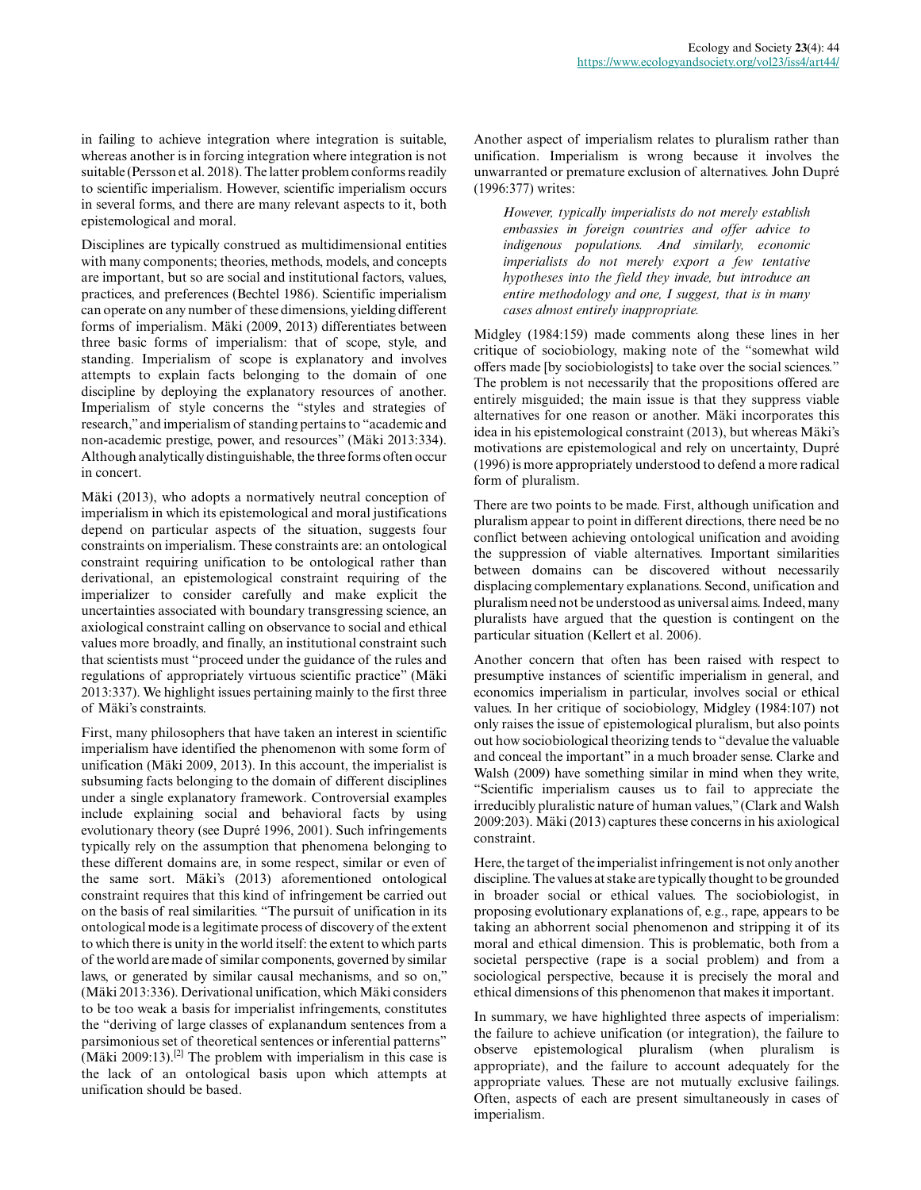in failing to achieve integration where integration is suitable, whereas another is in forcing integration where integration is not suitable (Persson et al. 2018). The latter problem conforms readily to scientific imperialism. However, scientific imperialism occurs in several forms, and there are many relevant aspects to it, both epistemological and moral.

Disciplines are typically construed as multidimensional entities with many components; theories, methods, models, and concepts are important, but so are social and institutional factors, values, practices, and preferences (Bechtel 1986). Scientific imperialism can operate on any number of these dimensions, yielding different forms of imperialism. Mäki (2009, 2013) differentiates between three basic forms of imperialism: that of scope, style, and standing. Imperialism of scope is explanatory and involves attempts to explain facts belonging to the domain of one discipline by deploying the explanatory resources of another. Imperialism of style concerns the "styles and strategies of research," and imperialism of standing pertains to "academic and non-academic prestige, power, and resources" (Mäki 2013:334). Although analytically distinguishable, the three forms often occur in concert.

Mäki (2013), who adopts a normatively neutral conception of imperialism in which its epistemological and moral justifications depend on particular aspects of the situation, suggests four constraints on imperialism. These constraints are: an ontological constraint requiring unification to be ontological rather than derivational, an epistemological constraint requiring of the imperializer to consider carefully and make explicit the uncertainties associated with boundary transgressing science, an axiological constraint calling on observance to social and ethical values more broadly, and finally, an institutional constraint such that scientists must "proceed under the guidance of the rules and regulations of appropriately virtuous scientific practice" (Mäki 2013:337). We highlight issues pertaining mainly to the first three of Mäki's constraints.

First, many philosophers that have taken an interest in scientific imperialism have identified the phenomenon with some form of unification (Mäki 2009, 2013). In this account, the imperialist is subsuming facts belonging to the domain of different disciplines under a single explanatory framework. Controversial examples include explaining social and behavioral facts by using evolutionary theory (see Dupré 1996, 2001). Such infringements typically rely on the assumption that phenomena belonging to these different domains are, in some respect, similar or even of the same sort. Mäki's (2013) aforementioned ontological constraint requires that this kind of infringement be carried out on the basis of real similarities. "The pursuit of unification in its ontological mode is a legitimate process of discovery of the extent to which there is unity in the world itself: the extent to which parts of the world are made of similar components, governed by similar laws, or generated by similar causal mechanisms, and so on," (Mäki 2013:336). Derivational unification, which Mäki considers to be too weak a basis for imperialist infringements, constitutes the "deriving of large classes of explanandum sentences from a parsimonious set of theoretical sentences or inferential patterns" (Mäki 2009:13).[2] The problem with imperialism in this case is the lack of an ontological basis upon which attempts at unification should be based.

Another aspect of imperialism relates to pluralism rather than unification. Imperialism is wrong because it involves the unwarranted or premature exclusion of alternatives. John Dupré (1996:377) writes:

> *However, typically imperialists do not merely establish embassies in foreign countries and offer advice to indigenous populations. And similarly, economic imperialists do not merely export a few tentative hypotheses into the field they invade, but introduce an entire methodology and one, I suggest, that is in many cases almost entirely inappropriate.*

Midgley (1984:159) made comments along these lines in her critique of sociobiology, making note of the "somewhat wild offers made [by sociobiologists] to take over the social sciences." The problem is not necessarily that the propositions offered are entirely misguided; the main issue is that they suppress viable alternatives for one reason or another. Mäki incorporates this idea in his epistemological constraint (2013), but whereas Mäki's motivations are epistemological and rely on uncertainty, Dupré (1996) is more appropriately understood to defend a more radical form of pluralism.

There are two points to be made. First, although unification and pluralism appear to point in different directions, there need be no conflict between achieving ontological unification and avoiding the suppression of viable alternatives. Important similarities between domains can be discovered without necessarily displacing complementary explanations. Second, unification and pluralism need not be understood as universal aims. Indeed, many pluralists have argued that the question is contingent on the particular situation (Kellert et al. 2006).

Another concern that often has been raised with respect to presumptive instances of scientific imperialism in general, and economics imperialism in particular, involves social or ethical values. In her critique of sociobiology, Midgley (1984:107) not only raises the issue of epistemological pluralism, but also points out how sociobiological theorizing tends to "devalue the valuable and conceal the important" in a much broader sense. Clarke and Walsh (2009) have something similar in mind when they write, "Scientific imperialism causes us to fail to appreciate the irreducibly pluralistic nature of human values," (Clark and Walsh 2009:203). Mäki (2013) captures these concerns in his axiological constraint.

Here, the target of the imperialist infringement is not only another discipline. The values at stake are typically thought to be grounded in broader social or ethical values. The sociobiologist, in proposing evolutionary explanations of, e.g., rape, appears to be taking an abhorrent social phenomenon and stripping it of its moral and ethical dimension. This is problematic, both from a societal perspective (rape is a social problem) and from a sociological perspective, because it is precisely the moral and ethical dimensions of this phenomenon that makes it important.

In summary, we have highlighted three aspects of imperialism: the failure to achieve unification (or integration), the failure to observe epistemological pluralism (when pluralism is appropriate), and the failure to account adequately for the appropriate values. These are not mutually exclusive failings. Often, aspects of each are present simultaneously in cases of imperialism.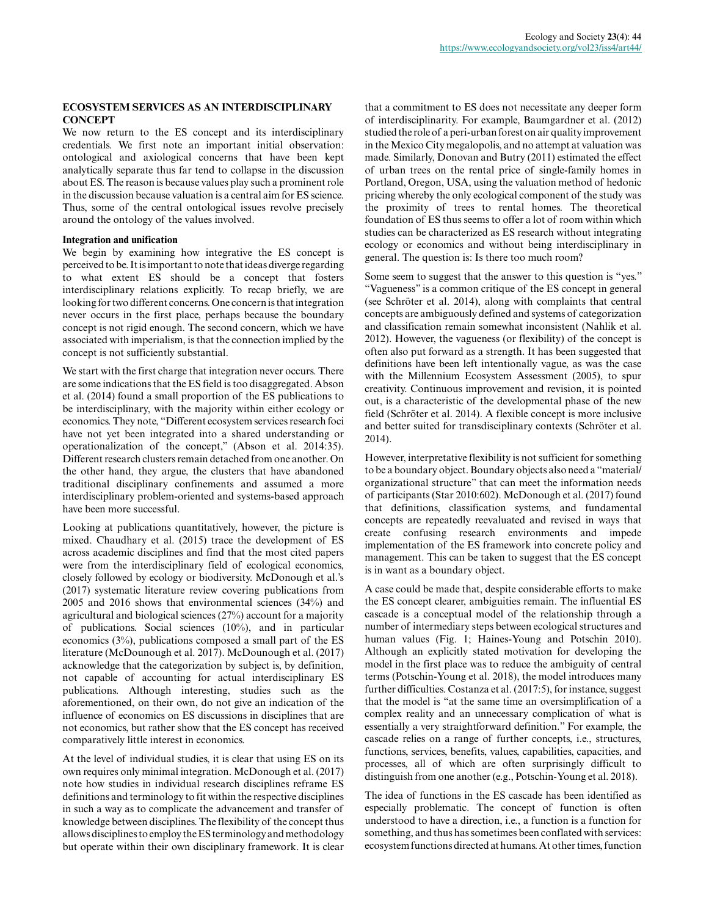## ECOSYSTEM SERVICES AS AN INTERDISCIPLINARY CONCEPT

We now return to the ES concept and its interdisciplinary credentials. We first note an important initial observation: ontological and axiological concerns that have been kept analytically separate thus far tend to collapse in the discussion about ES. The reason is because values play such a prominent role in the discussion because valuation is a central aim for ES science. Thus, some of the central ontological issues revolve precisely around the ontology of the values involved.

### Integration and unification

We begin by examining how integrative the ES concept is perceived to be. It is important to note that ideas diverge regarding to what extent ES should be a concept that fosters interdisciplinary relations explicitly. To recap briefly, we are looking for two different concerns. One concern is that integration never occurs in the first place, perhaps because the boundary concept is not rigid enough. The second concern, which we have associated with imperialism, is that the connection implied by the concept is not sufficiently substantial.

We start with the first charge that integration never occurs. There are some indications that the ES field is too disaggregated. Abson et al. (2014) found a small proportion of the ES publications to be interdisciplinary, with the majority within either ecology or economics. They note, "Different ecosystem services research foci have not yet been integrated into a shared understanding or operationalization of the concept," (Abson et al. 2014:35). Different research clusters remain detached from one another. On the other hand, they argue, the clusters that have abandoned traditional disciplinary confinements and assumed a more interdisciplinary problem-oriented and systems-based approach have been more successful.

Looking at publications quantitatively, however, the picture is mixed. Chaudhary et al. (2015) trace the development of ES across academic disciplines and find that the most cited papers were from the interdisciplinary field of ecological economics, closely followed by ecology or biodiversity. McDonough et al.'s (2017) systematic literature review covering publications from 2005 and 2016 shows that environmental sciences (34%) and agricultural and biological sciences (27%) account for a majority of publications. Social sciences (10%), and in particular economics (3%), publications composed a small part of the ES literature (McDounough et al. 2017). McDounough et al. (2017) acknowledge that the categorization by subject is, by definition, not capable of accounting for actual interdisciplinary ES publications. Although interesting, studies such as the aforementioned, on their own, do not give an indication of the influence of economics on ES discussions in disciplines that are not economics, but rather show that the ES concept has received comparatively little interest in economics.

At the level of individual studies, it is clear that using ES on its own requires only minimal integration. McDonough et al. (2017) note how studies in individual research disciplines reframe ES definitions and terminology to fit within the respective disciplines in such a way as to complicate the advancement and transfer of knowledge between disciplines. The flexibility of the concept thus allows disciplines to employ the ES terminology and methodology but operate within their own disciplinary framework. It is clear that a commitment to ES does not necessitate any deeper form of interdisciplinarity. For example, Baumgardner et al. (2012) studied the role of a peri-urban forest on air quality improvement in the Mexico City megalopolis, and no attempt at valuation was made. Similarly, Donovan and Butry (2011) estimated the effect of urban trees on the rental price of single-family homes in Portland, Oregon, USA, using the valuation method of hedonic pricing whereby the only ecological component of the study was the proximity of trees to rental homes. The theoretical foundation of ES thus seems to offer a lot of room within which studies can be characterized as ES research without integrating ecology or economics and without being interdisciplinary in general. The question is: Is there too much room?

Some seem to suggest that the answer to this question is "yes." "Vagueness" is a common critique of the ES concept in general (see Schröter et al. 2014), along with complaints that central concepts are ambiguously defined and systems of categorization and classification remain somewhat inconsistent (Nahlik et al. 2012). However, the vagueness (or flexibility) of the concept is often also put forward as a strength. It has been suggested that definitions have been left intentionally vague, as was the case with the Millennium Ecosystem Assessment (2005), to spur creativity. Continuous improvement and revision, it is pointed out, is a characteristic of the developmental phase of the new field (Schröter et al. 2014). A flexible concept is more inclusive and better suited for transdisciplinary contexts (Schröter et al. 2014).

However, interpretative flexibility is not sufficient for something to be a boundary object. Boundary objects also need a "material/organizational structure" that can meet the information needs of participants (Star 2010:602). McDonough et al. (2017) found that definitions, classification systems, and fundamental concepts are repeatedly reevaluated and revised in ways that create confusing research environments and impede implementation of the ES framework into concrete policy and management. This can be taken to suggest that the ES concept is in want as a boundary object.

A case could be made that, despite considerable efforts to make the ES concept clearer, ambiguities remain. The influential ES cascade is a conceptual model of the relationship through a number of intermediary steps between ecological structures and human values (Fig. 1; Haines-Young and Potschin 2010). Although an explicitly stated motivation for developing the model in the first place was to reduce the ambiguity of central terms (Potschin-Young et al. 2018), the model introduces many further difficulties. Costanza et al. (2017:5), for instance, suggest that the model is "at the same time an oversimplification of a complex reality and an unnecessary complication of what is essentially a very straightforward definition." For example, the cascade relies on a range of further concepts, i.e., structures, functions, services, benefits, values, capabilities, capacities, and processes, all of which are often surprisingly difficult to distinguish from one another (e.g., Potschin-Young et al. 2018).

The idea of functions in the ES cascade has been identified as especially problematic. The concept of function is often understood to have a direction, i.e., a function is a function for something, and thus has sometimes been conflated with services: ecosystem functions directed at humans. At other times, function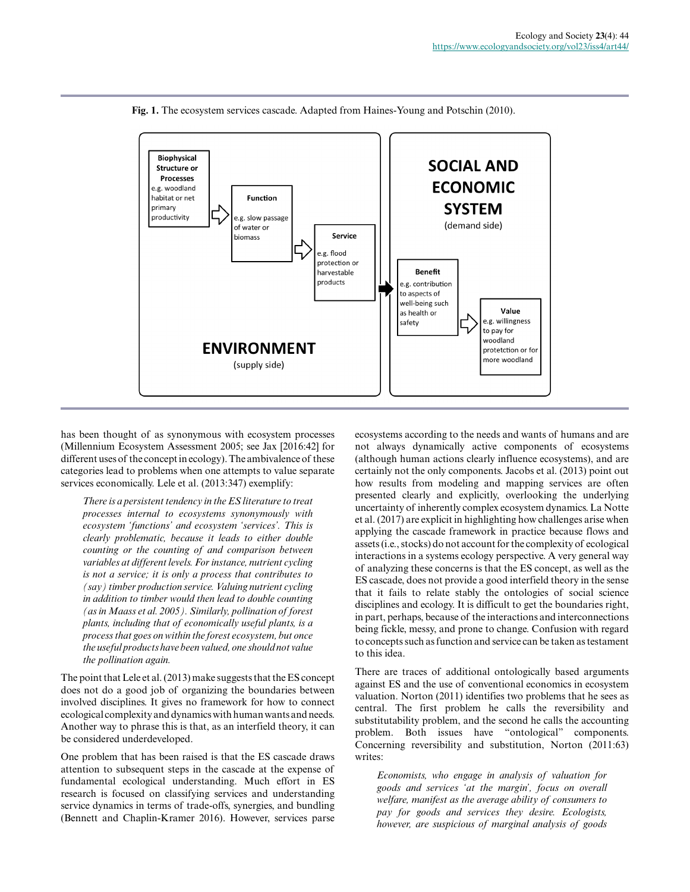**Fig. 1.** The ecosystem services cascade. Adapted from Haines-Young and Potschin (2010).

has been thought of as synonymous with ecosystem processes (Millennium Ecosystem Assessment 2005; see Jax [2016:42] for different uses of the concept in ecology). The ambivalence of these categories lead to problems when one attempts to value separate services economically. Lele et al. (2013:347) exemplify:

> *There is a persistent tendency in the ES literature to treat processes internal to ecosystems synonymously with ecosystem 'functions' and ecosystem 'services'. This is clearly problematic, because it leads to either double counting or the counting of and comparison between variables at different levels. For instance, nutrient cycling is not a service; it is only a process that contributes to (say) timber production service. Valuing nutrient cycling in addition to timber would then lead to double counting (as in Maass et al. 2005). Similarly, pollination of forest plants, including that of economically useful plants, is a process that goes on within the forest ecosystem, but once the useful products have been valued, one should not value the pollination again.*

The point that Lele et al. (2013) make suggests that the ES concept does not do a good job of organizing the boundaries between involved disciplines. It gives no framework for how to connect ecological complexity and dynamics with human wants and needs. Another way to phrase this is that, as an interfield theory, it can be considered underdeveloped.

One problem that has been raised is that the ES cascade draws attention to subsequent steps in the cascade at the expense of fundamental ecological understanding. Much effort in ES research is focused on classifying services and understanding service dynamics in terms of trade-offs, synergies, and bundling (Bennett and Chaplin-Kramer 2016). However, services parse ecosystems according to the needs and wants of humans and are not always dynamically active components of ecosystems (although human actions clearly influence ecosystems), and are certainly not the only components. Jacobs et al. (2013) point out how results from modeling and mapping services are often presented clearly and explicitly, overlooking the underlying uncertainty of inherently complex ecosystem dynamics. La Notte et al. (2017) are explicit in highlighting how challenges arise when applying the cascade framework in practice because flows and assets (i.e., stocks) do not account for the complexity of ecological interactions in a systems ecology perspective. A very general way of analyzing these concerns is that the ES concept, as well as the ES cascade, does not provide a good interfield theory in the sense that it fails to relate stably the ontologies of social science disciplines and ecology. It is difficult to get the boundaries right, in part, perhaps, because of the interactions and interconnections being fickle, messy, and prone to change. Confusion with regard to concepts such as function and service can be taken as testament to this idea.

There are traces of additional ontologically based arguments against ES and the use of conventional economics in ecosystem valuation. Norton (2011) identifies two problems that he sees as central. The first problem he calls the reversibility and substitutability problem, and the second he calls the accounting problem. Both issues have "ontological" components. Concerning reversibility and substitution, Norton (2011:63) writes:

> *Economists, who engage in analysis of valuation for goods and services 'at the margin', focus on overall welfare, manifest as the average ability of consumers to pay for goods and services they desire. Ecologists, however, are suspicious of marginal analysis of goods*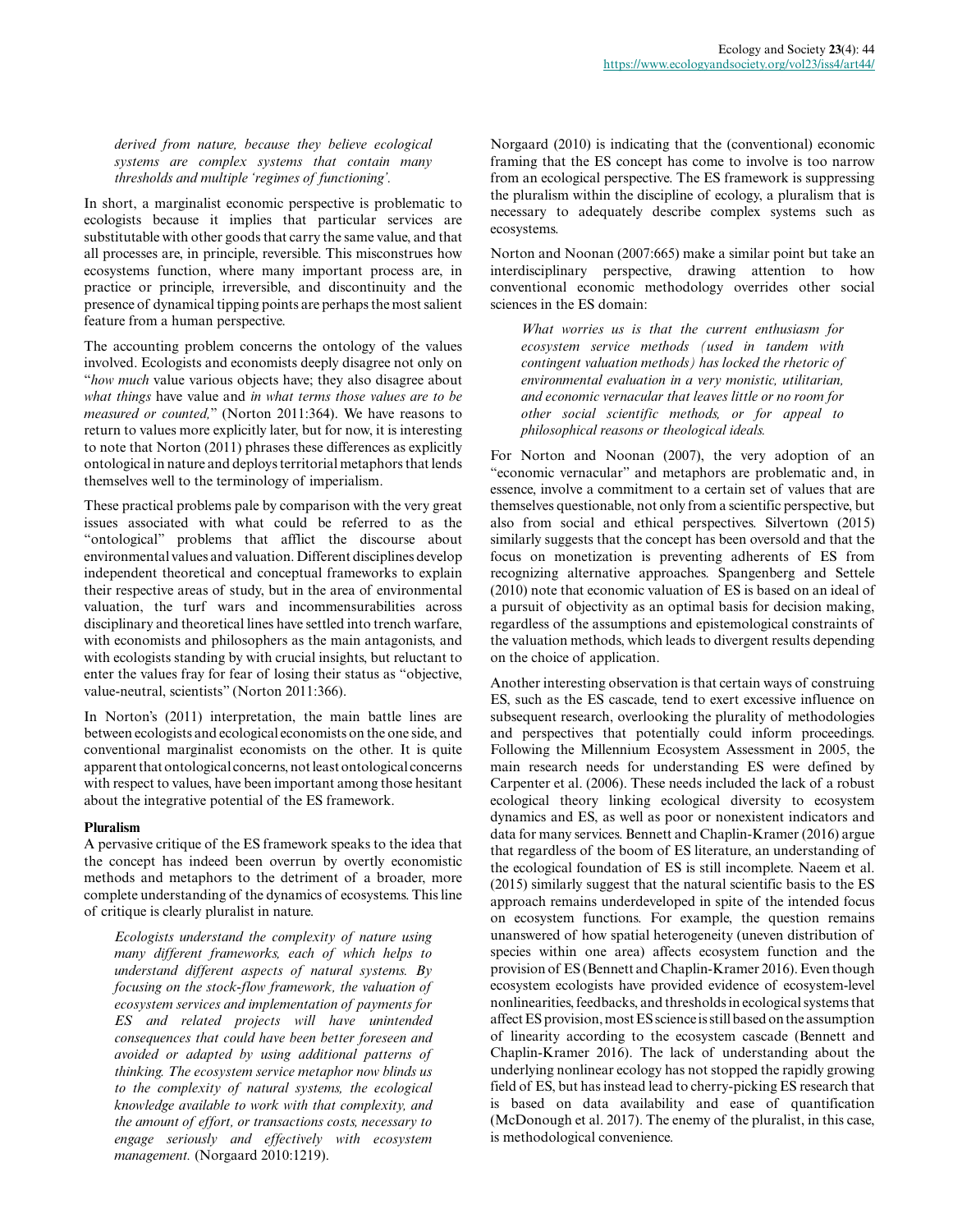*derived from nature, because they believe ecological systems are complex systems that contain many thresholds and multiple 'regimes of functioning'.*

In short, a marginalist economic perspective is problematic to ecologists because it implies that particular services are substitutable with other goods that carry the same value, and that all processes are, in principle, reversible. This misconstrues how ecosystems function, where many important process are, in practice or principle, irreversible, and discontinuity and the presence of dynamical tipping points are perhaps the most salient feature from a human perspective.

The accounting problem concerns the ontology of the values involved. Ecologists and economists deeply disagree not only on "*how much* value various objects have; they also disagree about *what things* have value and *in what terms those values are to be measured or counted,*" (Norton 2011:364). We have reasons to return to values more explicitly later, but for now, it is interesting to note that Norton (2011) phrases these differences as explicitly ontological in nature and deploys territorial metaphors that lends themselves well to the terminology of imperialism.

These practical problems pale by comparison with the very great issues associated with what could be referred to as the "ontological" problems that afflict the discourse about environmental values and valuation. Different disciplines develop independent theoretical and conceptual frameworks to explain their respective areas of study, but in the area of environmental valuation, the turf wars and incommensurabilities across disciplinary and theoretical lines have settled into trench warfare, with economists and philosophers as the main antagonists, and with ecologists standing by with crucial insights, but reluctant to enter the values fray for fear of losing their status as "objective, value-neutral, scientists" (Norton 2011:366).

In Norton's (2011) interpretation, the main battle lines are between ecologists and ecological economists on the one side, and conventional marginalist economists on the other. It is quite apparent that ontological concerns, not least ontological concerns with respect to values, have been important among those hesitant about the integrative potential of the ES framework.

### Pluralism

A pervasive critique of the ES framework speaks to the idea that the concept has indeed been overrun by overtly economistic methods and metaphors to the detriment of a broader, more complete understanding of the dynamics of ecosystems. This line of critique is clearly pluralist in nature.

> *Ecologists understand the complexity of nature using many different frameworks, each of which helps to understand different aspects of natural systems. By focusing on the stock-flow framework, the valuation of ecosystem services and implementation of payments for ES and related projects will have unintended consequences that could have been better foreseen and avoided or adapted by using additional patterns of thinking. The ecosystem service metaphor now blinds us to the complexity of natural systems, the ecological knowledge available to work with that complexity, and the amount of effort, or transactions costs, necessary to engage seriously and effectively with ecosystem management.* (Norgaard 2010:1219).

Norgaard (2010) is indicating that the (conventional) economic framing that the ES concept has come to involve is too narrow from an ecological perspective. The ES framework is suppressing the pluralism within the discipline of ecology, a pluralism that is necessary to adequately describe complex systems such as ecosystems.

Norton and Noonan (2007:665) make a similar point but take an interdisciplinary perspective, drawing attention to how conventional economic methodology overrides other social sciences in the ES domain:

> *What worries us is that the current enthusiasm for ecosystem service methods (used in tandem with contingent valuation methods) has locked the rhetoric of environmental evaluation in a very monistic, utilitarian, and economic vernacular that leaves little or no room for other social scientific methods, or for appeal to philosophical reasons or theological ideals.*

For Norton and Noonan (2007), the very adoption of an "economic vernacular" and metaphors are problematic and, in essence, involve a commitment to a certain set of values that are themselves questionable, not only from a scientific perspective, but also from social and ethical perspectives. Silvertown (2015) similarly suggests that the concept has been oversold and that the focus on monetization is preventing adherents of ES from recognizing alternative approaches. Spangenberg and Settele (2010) note that economic valuation of ES is based on an ideal of a pursuit of objectivity as an optimal basis for decision making, regardless of the assumptions and epistemological constraints of the valuation methods, which leads to divergent results depending on the choice of application.

Another interesting observation is that certain ways of construing ES, such as the ES cascade, tend to exert excessive influence on subsequent research, overlooking the plurality of methodologies and perspectives that potentially could inform proceedings. Following the Millennium Ecosystem Assessment in 2005, the main research needs for understanding ES were defined by Carpenter et al. (2006). These needs included the lack of a robust ecological theory linking ecological diversity to ecosystem dynamics and ES, as well as poor or nonexistent indicators and data for many services. Bennett and Chaplin-Kramer (2016) argue that regardless of the boom of ES literature, an understanding of the ecological foundation of ES is still incomplete. Naeem et al. (2015) similarly suggest that the natural scientific basis to the ES approach remains underdeveloped in spite of the intended focus on ecosystem functions. For example, the question remains unanswered of how spatial heterogeneity (uneven distribution of species within one area) affects ecosystem function and the provision of ES (Bennett and Chaplin-Kramer 2016). Even though ecosystem ecologists have provided evidence of ecosystem-level nonlinearities, feedbacks, and thresholds in ecological systems that affect ES provision, most ES science is still based on the assumption of linearity according to the ecosystem cascade (Bennett and Chaplin-Kramer 2016). The lack of understanding about the underlying nonlinear ecology has not stopped the rapidly growing field of ES, but has instead lead to cherry-picking ES research that is based on data availability and ease of quantification (McDonough et al. 2017). The enemy of the pluralist, in this case, is methodological convenience.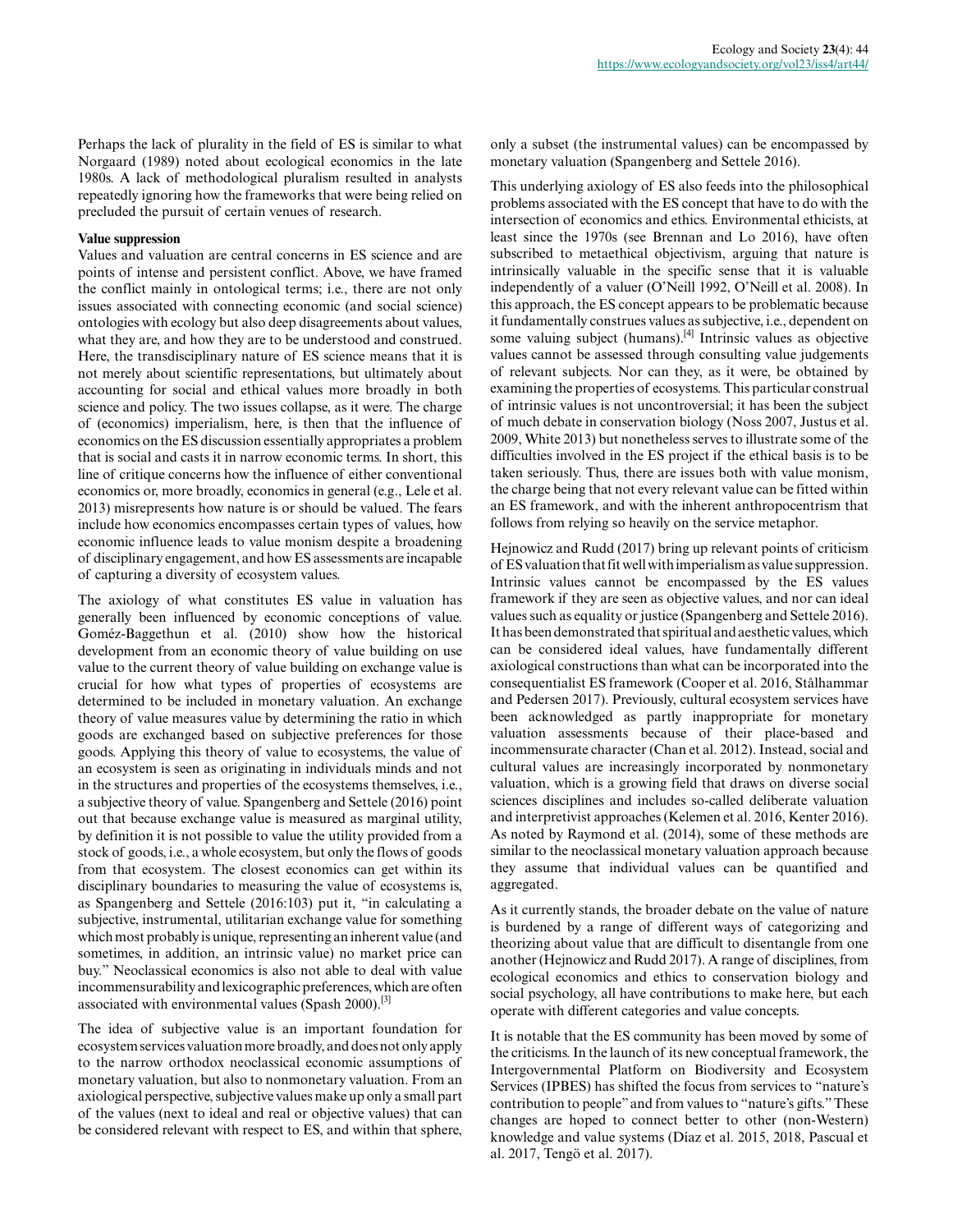Perhaps the lack of plurality in the field of ES is similar to what Norgaard (1989) noted about ecological economics in the late 1980s. A lack of methodological pluralism resulted in analysts repeatedly ignoring how the frameworks that were being relied on precluded the pursuit of certain venues of research.

**Value suppression**

Values and valuation are central concerns in ES science and are points of intense and persistent conflict. Above, we have framed the conflict mainly in ontological terms; i.e., there are not only issues associated with connecting economic (and social science) ontologies with ecology but also deep disagreements about values, what they are, and how they are to be understood and construed. Here, the transdisciplinary nature of ES science means that it is not merely about scientific representations, but ultimately about accounting for social and ethical values more broadly in both science and policy. The two issues collapse, as it were. The charge of (economics) imperialism, here, is then that the influence of economics on the ES discussion essentially appropriates a problem that is social and casts it in narrow economic terms. In short, this line of critique concerns how the influence of either conventional economics or, more broadly, economics in general (e.g., Lele et al. 2013) misrepresents how nature is or should be valued. The fears include how economics encompasses certain types of values, how economic influence leads to value monism despite a broadening of disciplinary engagement, and how ES assessments are incapable of capturing a diversity of ecosystem values.

The axiology of what constitutes ES value in valuation has generally been influenced by economic conceptions of value. Goméz-Baggethun et al. (2010) show how the historical development from an economic theory of value building on use value to the current theory of value building on exchange value is crucial for how what types of properties of ecosystems are determined to be included in monetary valuation. An exchange theory of value measures value by determining the ratio in which goods are exchanged based on subjective preferences for those goods. Applying this theory of value to ecosystems, the value of an ecosystem is seen as originating in individuals minds and not in the structures and properties of the ecosystems themselves, i.e., a subjective theory of value. Spangenberg and Settele (2016) point out that because exchange value is measured as marginal utility, by definition it is not possible to value the utility provided from a stock of goods, i.e., a whole ecosystem, but only the flows of goods from that ecosystem. The closest economics can get within its disciplinary boundaries to measuring the value of ecosystems is, as Spangenberg and Settele (2016:103) put it, "in calculating a subjective, instrumental, utilitarian exchange value for something which most probably is unique, representing an inherent value (and sometimes, in addition, an intrinsic value) no market price can buy." Neoclassical economics is also not able to deal with value incommensurability and lexicographic preferences, which are often associated with environmental values (Spash 2000).[3]

The idea of subjective value is an important foundation for ecosystem services valuation more broadly, and does not only apply to the narrow orthodox neoclassical economic assumptions of monetary valuation, but also to nonmonetary valuation. From an axiological perspective, subjective values make up only a small part of the values (next to ideal and real or objective values) that can be considered relevant with respect to ES, and within that sphere, only a subset (the instrumental values) can be encompassed by monetary valuation (Spangenberg and Settele 2016).

This underlying axiology of ES also feeds into the philosophical problems associated with the ES concept that have to do with the intersection of economics and ethics. Environmental ethicists, at least since the 1970s (see Brennan and Lo 2016), have often subscribed to metaethical objectivism, arguing that nature is intrinsically valuable in the specific sense that it is valuable independently of a valuer (O'Neill 1992, O'Neill et al. 2008). In this approach, the ES concept appears to be problematic because it fundamentally construes values as subjective, i.e., dependent on some valuing subject (humans).[4] Intrinsic values as objective values cannot be assessed through consulting value judgements of relevant subjects. Nor can they, as it were, be obtained by examining the properties of ecosystems. This particular construal of intrinsic values is not uncontroversial; it has been the subject of much debate in conservation biology (Noss 2007, Justus et al. 2009, White 2013) but nonetheless serves to illustrate some of the difficulties involved in the ES project if the ethical basis is to be taken seriously. Thus, there are issues both with value monism, the charge being that not every relevant value can be fitted within an ES framework, and with the inherent anthropocentrism that follows from relying so heavily on the service metaphor.

Hejnowicz and Rudd (2017) bring up relevant points of criticism of ES valuation that fit well with imperialism as value suppression. Intrinsic values cannot be encompassed by the ES values framework if they are seen as objective values, and nor can ideal values such as equality or justice (Spangenberg and Settele 2016). It has been demonstrated that spiritual and aesthetic values, which can be considered ideal values, have fundamentally different axiological constructions than what can be incorporated into the consequentialist ES framework (Cooper et al. 2016, Stålhammar and Pedersen 2017). Previously, cultural ecosystem services have been acknowledged as partly inappropriate for monetary valuation assessments because of their place-based and incommensurate character (Chan et al. 2012). Instead, social and cultural values are increasingly incorporated by nonmonetary valuation, which is a growing field that draws on diverse social sciences disciplines and includes so-called deliberate valuation and interpretivist approaches (Kelemen et al. 2016, Kenter 2016). As noted by Raymond et al. (2014), some of these methods are similar to the neoclassical monetary valuation approach because they assume that individual values can be quantified and aggregated.

As it currently stands, the broader debate on the value of nature is burdened by a range of different ways of categorizing and theorizing about value that are difficult to disentangle from one another (Hejnowicz and Rudd 2017). A range of disciplines, from ecological economics and ethics to conservation biology and social psychology, all have contributions to make here, but each operate with different categories and value concepts.

It is notable that the ES community has been moved by some of the criticisms. In the launch of its new conceptual framework, the Intergovernmental Platform on Biodiversity and Ecosystem Services (IPBES) has shifted the focus from services to "nature's contribution to people" and from values to "nature's gifts." These changes are hoped to connect better to other (non-Western) knowledge and value systems (Díaz et al. 2015, 2018, Pascual et al. 2017, Tengö et al. 2017).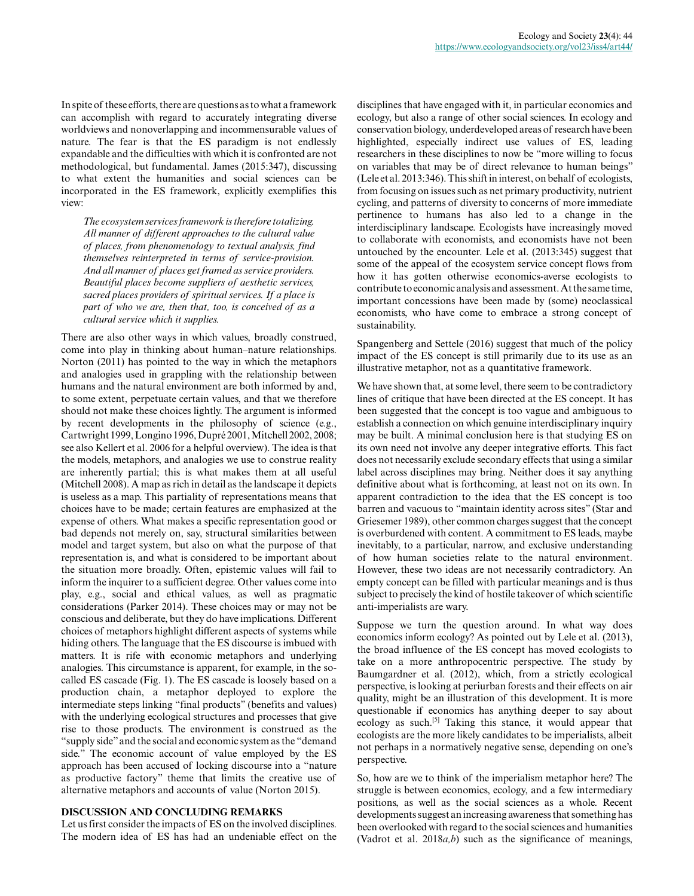In spite of these efforts, there are questions as to what a framework can accomplish with regard to accurately integrating diverse worldviews and nonoverlapping and incommensurable values of nature. The fear is that the ES paradigm is not endlessly expandable and the difficulties with which it is confronted are not methodological, but fundamental. James (2015:347), discussing to what extent the humanities and social sciences can be incorporated in the ES framework, explicitly exemplifies this view:

> *The ecosystem services framework is therefore totalizing. All manner of different approaches to the cultural value of places, from phenomenology to textual analysis, find themselves reinterpreted in terms of service-provision. And all manner of places get framed as service providers. Beautiful places become suppliers of aesthetic services, sacred places providers of spiritual services. If a place is part of who we are, then that, too, is conceived of as a cultural service which it supplies.*

There are also other ways in which values, broadly construed, come into play in thinking about human–nature relationships. Norton (2011) has pointed to the way in which the metaphors and analogies used in grappling with the relationship between humans and the natural environment are both informed by and, to some extent, perpetuate certain values, and that we therefore should not make these choices lightly. The argument is informed by recent developments in the philosophy of science (e.g., Cartwright 1999, Longino 1996, Dupré 2001, Mitchell 2002, 2008; see also Kellert et al. 2006 for a helpful overview). The idea is that the models, metaphors, and analogies we use to construe reality are inherently partial; this is what makes them at all useful (Mitchell 2008). A map as rich in detail as the landscape it depicts is useless as a map. This partiality of representations means that choices have to be made; certain features are emphasized at the expense of others. What makes a specific representation good or bad depends not merely on, say, structural similarities between model and target system, but also on what the purpose of that representation is, and what is considered to be important about the situation more broadly. Often, epistemic values will fail to inform the inquirer to a sufficient degree. Other values come into play, e.g., social and ethical values, as well as pragmatic considerations (Parker 2014). These choices may or may not be conscious and deliberate, but they do have implications. Different choices of metaphors highlight different aspects of systems while hiding others. The language that the ES discourse is imbued with matters. It is rife with economic metaphors and underlying analogies. This circumstance is apparent, for example, in the so-called ES cascade (Fig. 1). The ES cascade is loosely based on a production chain, a metaphor deployed to explore the intermediate steps linking "final products" (benefits and values) with the underlying ecological structures and processes that give rise to those products. The environment is construed as the "supply side" and the social and economic system as the "demand side." The economic account of value employed by the ES approach has been accused of locking discourse into a "nature as productive factory" theme that limits the creative use of alternative metaphors and accounts of value (Norton 2015).

## DISCUSSION AND CONCLUDING REMARKS

Let us first consider the impacts of ES on the involved disciplines. The modern idea of ES has had an undeniable effect on the disciplines that have engaged with it, in particular economics and ecology, but also a range of other social sciences. In ecology and conservation biology, underdeveloped areas of research have been highlighted, especially indirect use values of ES, leading researchers in these disciplines to now be "more willing to focus on variables that may be of direct relevance to human beings" (Lele et al. 2013:346). This shift in interest, on behalf of ecologists, from focusing on issues such as net primary productivity, nutrient cycling, and patterns of diversity to concerns of more immediate pertinence to humans has also led to a change in the interdisciplinary landscape. Ecologists have increasingly moved to collaborate with economists, and economists have not been untouched by the encounter. Lele et al. (2013:345) suggest that some of the appeal of the ecosystem service concept flows from how it has gotten otherwise economics-averse ecologists to contribute to economic analysis and assessment. At the same time, important concessions have been made by (some) neoclassical economists, who have come to embrace a strong concept of sustainability.

Spangenberg and Settele (2016) suggest that much of the policy impact of the ES concept is still primarily due to its use as an illustrative metaphor, not as a quantitative framework.

We have shown that, at some level, there seem to be contradictory lines of critique that have been directed at the ES concept. It has been suggested that the concept is too vague and ambiguous to establish a connection on which genuine interdisciplinary inquiry may be built. A minimal conclusion here is that studying ES on its own need not involve any deeper integrative efforts. This fact does not necessarily exclude secondary effects that using a similar label across disciplines may bring. Neither does it say anything definitive about what is forthcoming, at least not on its own. In apparent contradiction to the idea that the ES concept is too barren and vacuous to "maintain identity across sites" (Star and Griesemer 1989), other common charges suggest that the concept is overburdened with content. A commitment to ES leads, maybe inevitably, to a particular, narrow, and exclusive understanding of how human societies relate to the natural environment. However, these two ideas are not necessarily contradictory. An empty concept can be filled with particular meanings and is thus subject to precisely the kind of hostile takeover of which scientific anti-imperialists are wary.

Suppose we turn the question around. In what way does economics inform ecology? As pointed out by Lele et al. (2013), the broad influence of the ES concept has moved ecologists to take on a more anthropocentric perspective. The study by Baumgardner et al. (2012), which, from a strictly ecological perspective, is looking at periurban forests and their effects on air quality, might be an illustration of this development. It is more questionable if economics has anything deeper to say about ecology as such.[5] Taking this stance, it would appear that ecologists are the more likely candidates to be imperialists, albeit not perhaps in a normatively negative sense, depending on one's perspective.

So, how are we to think of the imperialism metaphor here? The struggle is between economics, ecology, and a few intermediary positions, as well as the social sciences as a whole. Recent developments suggest an increasing awareness that something has been overlooked with regard to the social sciences and humanities (Vadrot et al. 2018*a,b*) such as the significance of meanings,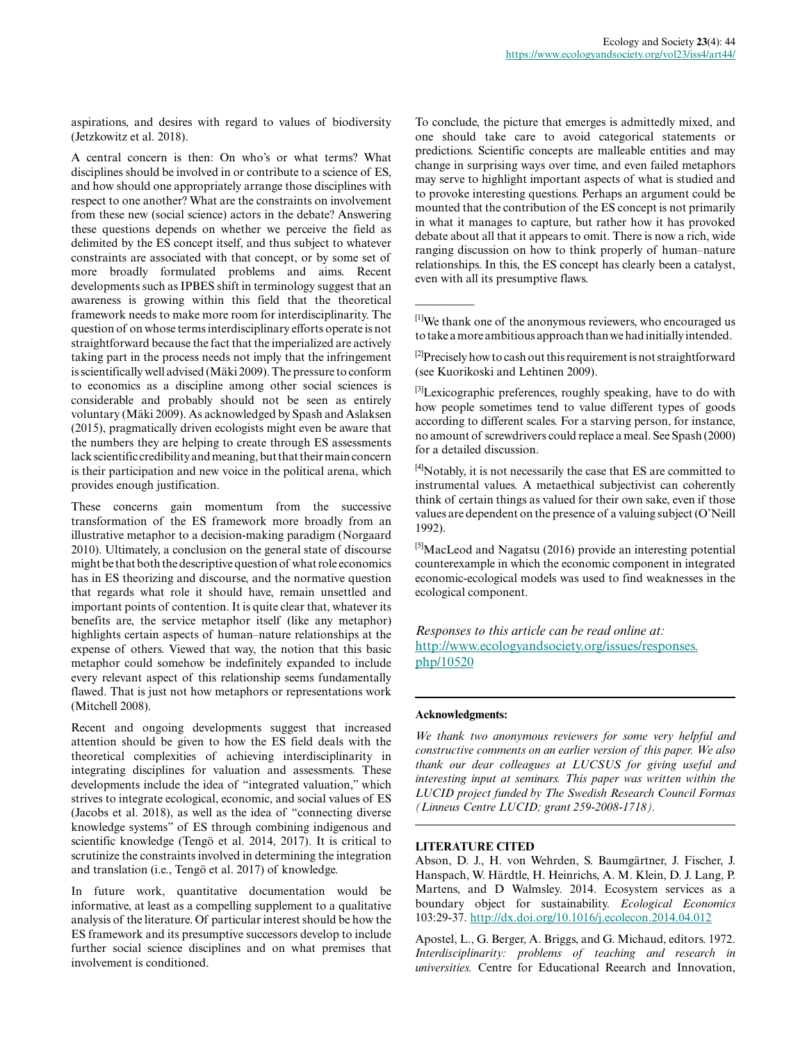aspirations, and desires with regard to values of biodiversity (Jetzkowitz et al. 2018).

A central concern is then: On who's or what terms? What disciplines should be involved in or contribute to a science of ES, and how should one appropriately arrange those disciplines with respect to one another? What are the constraints on involvement from these new (social science) actors in the debate? Answering these questions depends on whether we perceive the field as delimited by the ES concept itself, and thus subject to whatever constraints are associated with that concept, or by some set of more broadly formulated problems and aims. Recent developments such as IPBES shift in terminology suggest that an awareness is growing within this field that the theoretical framework needs to make more room for interdisciplinarity. The question of on whose terms interdisciplinary efforts operate is not straightforward because the fact that the imperialized are actively taking part in the process needs not imply that the infringement is scientifically well advised (Mäki 2009). The pressure to conform to economics as a discipline among other social sciences is considerable and probably should not be seen as entirely voluntary (Mäki 2009). As acknowledged by Spash and Aslaksen (2015), pragmatically driven ecologists might even be aware that the numbers they are helping to create through ES assessments lack scientific credibility and meaning, but that their main concern is their participation and new voice in the political arena, which provides enough justification.

These concerns gain momentum from the successive transformation of the ES framework more broadly from an illustrative metaphor to a decision-making paradigm (Norgaard 2010). Ultimately, a conclusion on the general state of discourse might be that both the descriptive question of what role economics has in ES theorizing and discourse, and the normative question that regards what role it should have, remain unsettled and important points of contention. It is quite clear that, whatever its benefits are, the service metaphor itself (like any metaphor) highlights certain aspects of human–nature relationships at the expense of others. Viewed that way, the notion that this basic metaphor could somehow be indefinitely expanded to include every relevant aspect of this relationship seems fundamentally flawed. That is just not how metaphors or representations work (Mitchell 2008).

Recent and ongoing developments suggest that increased attention should be given to how the ES field deals with the theoretical complexities of achieving interdisciplinarity in integrating disciplines for valuation and assessments. These developments include the idea of "integrated valuation," which strives to integrate ecological, economic, and social values of ES (Jacobs et al. 2018), as well as the idea of "connecting diverse knowledge systems" of ES through combining indigenous and scientific knowledge (Tengö et al. 2014, 2017). It is critical to scrutinize the constraints involved in determining the integration and translation (i.e., Tengö et al. 2017) of knowledge.

In future work, quantitative documentation would be informative, at least as a compelling supplement to a qualitative analysis of the literature. Of particular interest should be how the ES framework and its presumptive successors develop to include further social science disciplines and on what premises that involvement is conditioned.

To conclude, the picture that emerges is admittedly mixed, and one should take care to avoid categorical statements or predictions. Scientific concepts are malleable entities and may change in surprising ways over time, and even failed metaphors may serve to highlight important aspects of what is studied and to provoke interesting questions. Perhaps an argument could be mounted that the contribution of the ES concept is not primarily in what it manages to capture, but rather how it has provoked debate about all that it appears to omit. There is now a rich, wide ranging discussion on how to think properly of human–nature relationships. In this, the ES concept has clearly been a catalyst, even with all its presumptive flaws.

---

[1] We thank one of the anonymous reviewers, who encouraged us to take a more ambitious approach than we had initially intended.

[2] Precisely how to cash out this requirement is not straightforward (see Kuorikoski and Lehtinen 2009).

[3] Lexicographic preferences, roughly speaking, have to do with how people sometimes tend to value different types of goods according to different scales. For a starving person, for instance, no amount of screwdrivers could replace a meal. See Spash (2000) for a detailed discussion.

[4] Notably, it is not necessarily the case that ES are committed to instrumental values. A metaethical subjectivist can coherently think of certain things as valued for their own sake, even if those values are dependent on the presence of a valuing subject (O'Neill 1992).

[5] MacLeod and Nagatsu (2016) provide an interesting potential counterexample in which the economic component in integrated economic-ecological models was used to find weaknesses in the ecological component.

*Responses to this article can be read online at:*
http://www.ecologyandsociety.org/issues/responses.php/10520

---

**Acknowledgments:**

*We thank two anonymous reviewers for some very helpful and constructive comments on an earlier version of this paper. We also thank our dear colleagues at LUCSUS for giving useful and interesting input at seminars. This paper was written within the LUCID project funded by The Swedish Research Council Formas (Linneus Centre LUCID; grant 259-2008-1718).*

---

## LITERATURE CITED

Abson, D. J., H. von Wehrden, S. Baumgärtner, J. Fischer, J. Hanspach, W. Härdtle, H. Heinrichs, A. M. Klein, D. J. Lang, P. Martens, and D Walmsley. 2014. Ecosystem services as a boundary object for sustainability. *Ecological Economics* 103:29-37. http://dx.doi.org/10.1016/j.ecolecon.2014.04.012

Apostel, L., G. Berger, A. Briggs, and G. Michaud, editors. 1972. *Interdisciplinarity: problems of teaching and research in universities.* Centre for Educational Research and Innovation,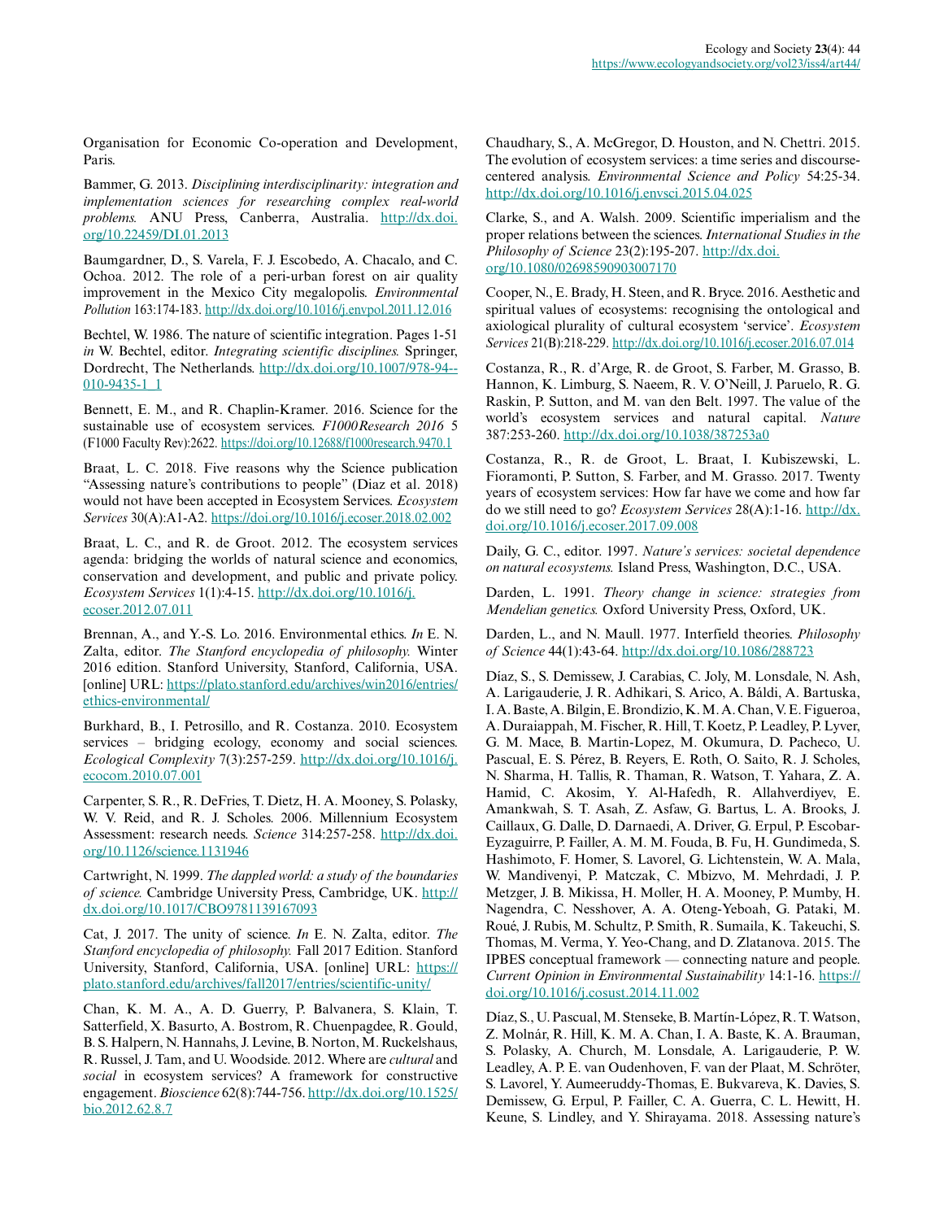Organisation for Economic Co-operation and Development, Paris.

Bammer, G. 2013. *Disciplining interdisciplinarity: integration and implementation sciences for researching complex real-world problems.* ANU Press, Canberra, Australia. http://dx.doi.org/10.22459/DI.01.2013

Baumgardner, D., S. Varela, F. J. Escobedo, A. Chacalo, and C. Ochoa. 2012. The role of a peri-urban forest on air quality improvement in the Mexico City megalopolis. *Environmental Pollution* 163:174-183. http://dx.doi.org/10.1016/j.envpol.2011.12.016

Bechtel, W. 1986. The nature of scientific integration. Pages 1-51 *in* W. Bechtel, editor. *Integrating scientific disciplines.* Springer, Dordrecht, The Netherlands. http://dx.doi.org/10.1007/978-94--010-9435-1_1

Bennett, E. M., and R. Chaplin-Kramer. 2016. Science for the sustainable use of ecosystem services. *F1000Research 2016* 5 (F1000 Faculty Rev):2622. https://doi.org/10.12688/f1000research.9470.1

Braat, L. C. 2018. Five reasons why the Science publication "Assessing nature's contributions to people" (Diaz et al. 2018) would not have been accepted in Ecosystem Services. *Ecosystem Services* 30(A):A1-A2. https://doi.org/10.1016/j.ecoser.2018.02.002

Braat, L. C., and R. de Groot. 2012. The ecosystem services agenda: bridging the worlds of natural science and economics, conservation and development, and public and private policy. *Ecosystem Services* 1(1):4-15. http://dx.doi.org/10.1016/j.ecoser.2012.07.011

Brennan, A., and Y.-S. Lo. 2016. Environmental ethics. *In* E. N. Zalta, editor. *The Stanford encyclopedia of philosophy.* Winter 2016 edition. Stanford University, Stanford, California, USA. [online] URL: https://plato.stanford.edu/archives/win2016/entries/ethics-environmental/

Burkhard, B., I. Petrosillo, and R. Costanza. 2010. Ecosystem services – bridging ecology, economy and social sciences. *Ecological Complexity* 7(3):257-259. http://dx.doi.org/10.1016/j.ecocom.2010.07.001

Carpenter, S. R., R. DeFries, T. Dietz, H. A. Mooney, S. Polasky, W. V. Reid, and R. J. Scholes. 2006. Millennium Ecosystem Assessment: research needs. *Science* 314:257-258. http://dx.doi.org/10.1126/science.1131946

Cartwright, N. 1999. *The dappled world: a study of the boundaries of science.* Cambridge University Press, Cambridge, UK. http://dx.doi.org/10.1017/CBO9781139167093

Cat, J. 2017. The unity of science. *In* E. N. Zalta, editor. *The Stanford encyclopedia of philosophy.* Fall 2017 Edition. Stanford University, Stanford, California, USA. [online] URL: https://plato.stanford.edu/archives/fall2017/entries/scientific-unity/

Chan, K. M. A., A. D. Guerry, P. Balvanera, S. Klain, T. Satterfield, X. Basurto, A. Bostrom, R. Chuenpagdee, R. Gould, B. S. Halpern, N. Hannahs, J. Levine, B. Norton, M. Ruckelshaus, R. Russel, J. Tam, and U. Woodside. 2012. Where are *cultural* and *social* in ecosystem services? A framework for constructive engagement. *Bioscience* 62(8):744-756. http://dx.doi.org/10.1525/bio.2012.62.8.7

Chaudhary, S., A. McGregor, D. Houston, and N. Chettri. 2015. The evolution of ecosystem services: a time series and discourse-centered analysis. *Environmental Science and Policy* 54:25-34. http://dx.doi.org/10.1016/j.envsci.2015.04.025

Clarke, S., and A. Walsh. 2009. Scientific imperialism and the proper relations between the sciences. *International Studies in the Philosophy of Science* 23(2):195-207. http://dx.doi.org/10.1080/02698590903007170

Cooper, N., E. Brady, H. Steen, and R. Bryce. 2016. Aesthetic and spiritual values of ecosystems: recognising the ontological and axiological plurality of cultural ecosystem 'service'. *Ecosystem Services* 21(B):218-229. http://dx.doi.org/10.1016/j.ecoser.2016.07.014

Costanza, R., R. d'Arge, R. de Groot, S. Farber, M. Grasso, B. Hannon, K. Limburg, S. Naeem, R. V. O'Neill, J. Paruelo, R. G. Raskin, P. Sutton, and M. van den Belt. 1997. The value of the world's ecosystem services and natural capital. *Nature* 387:253-260. http://dx.doi.org/10.1038/387253a0

Costanza, R., R. de Groot, L. Braat, I. Kubiszewski, L. Fioramonti, P. Sutton, S. Farber, and M. Grasso. 2017. Twenty years of ecosystem services: How far have we come and how far do we still need to go? *Ecosystem Services* 28(A):1-16. http://dx.doi.org/10.1016/j.ecoser.2017.09.008

Daily, G. C., editor. 1997. *Nature's services: societal dependence on natural ecosystems.* Island Press, Washington, D.C., USA.

Darden, L. 1991. *Theory change in science: strategies from Mendelian genetics.* Oxford University Press, Oxford, UK.

Darden, L., and N. Maull. 1977. Interfield theories. *Philosophy of Science* 44(1):43-64. http://dx.doi.org/10.1086/288723

Díaz, S., S. Demissew, J. Carabias, C. Joly, M. Lonsdale, N. Ash, A. Larigauderie, J. R. Adhikari, S. Arico, A. Báldi, A. Bartuska, I. A. Baste, A. Bilgin, E. Brondizio, K. M. A. Chan, V. E. Figueroa, A. Duraiappah, M. Fischer, R. Hill, T. Koetz, P. Leadley, P. Lyver, G. M. Mace, B. Martin-Lopez, M. Okumura, D. Pacheco, U. Pascual, E. S. Pérez, B. Reyers, E. Roth, O. Saito, R. J. Scholes, N. Sharma, H. Tallis, R. Thaman, R. Watson, T. Yahara, Z. A. Hamid, C. Akosim, Y. Al-Hafedh, R. Allahverdiyev, E. Amankwah, S. T. Asah, Z. Asfaw, G. Bartus, L. A. Brooks, J. Caillaux, G. Dalle, D. Darnaedi, A. Driver, G. Erpul, P. Escobar-Eyzaguirre, P. Failler, A. M. M. Fouda, B. Fu, H. Gundimeda, S. Hashimoto, F. Homer, S. Lavorel, G. Lichtenstein, W. A. Mala, W. Mandivenyi, P. Matczak, C. Mbizvo, M. Mehrdadi, J. P. Metzger, J. B. Mikissa, H. Moller, H. A. Mooney, P. Mumby, H. Nagendra, C. Nesshover, A. A. Oteng-Yeboah, G. Pataki, M. Roué, J. Rubis, M. Schultz, P. Smith, R. Sumaila, K. Takeuchi, S. Thomas, M. Verma, Y. Yeo-Chang, and D. Zlatanova. 2015. The IPBES conceptual framework — connecting nature and people. *Current Opinion in Environmental Sustainability* 14:1-16. https://doi.org/10.1016/j.cosust.2014.11.002

Díaz, S., U. Pascual, M. Stenseke, B. Martín-López, R. T. Watson, Z. Molnár, R. Hill, K. M. A. Chan, I. A. Baste, K. A. Brauman, S. Polasky, A. Church, M. Lonsdale, A. Larigauderie, P. W. Leadley, A. P. E. van Oudenhoven, F. van der Plaat, M. Schröter, S. Lavorel, Y. Aumeeruddy-Thomas, E. Bukvareva, K. Davies, S. Demissew, G. Erpul, P. Failler, C. A. Guerra, C. L. Hewitt, H. Keune, S. Lindley, and Y. Shirayama. 2018. Assessing nature's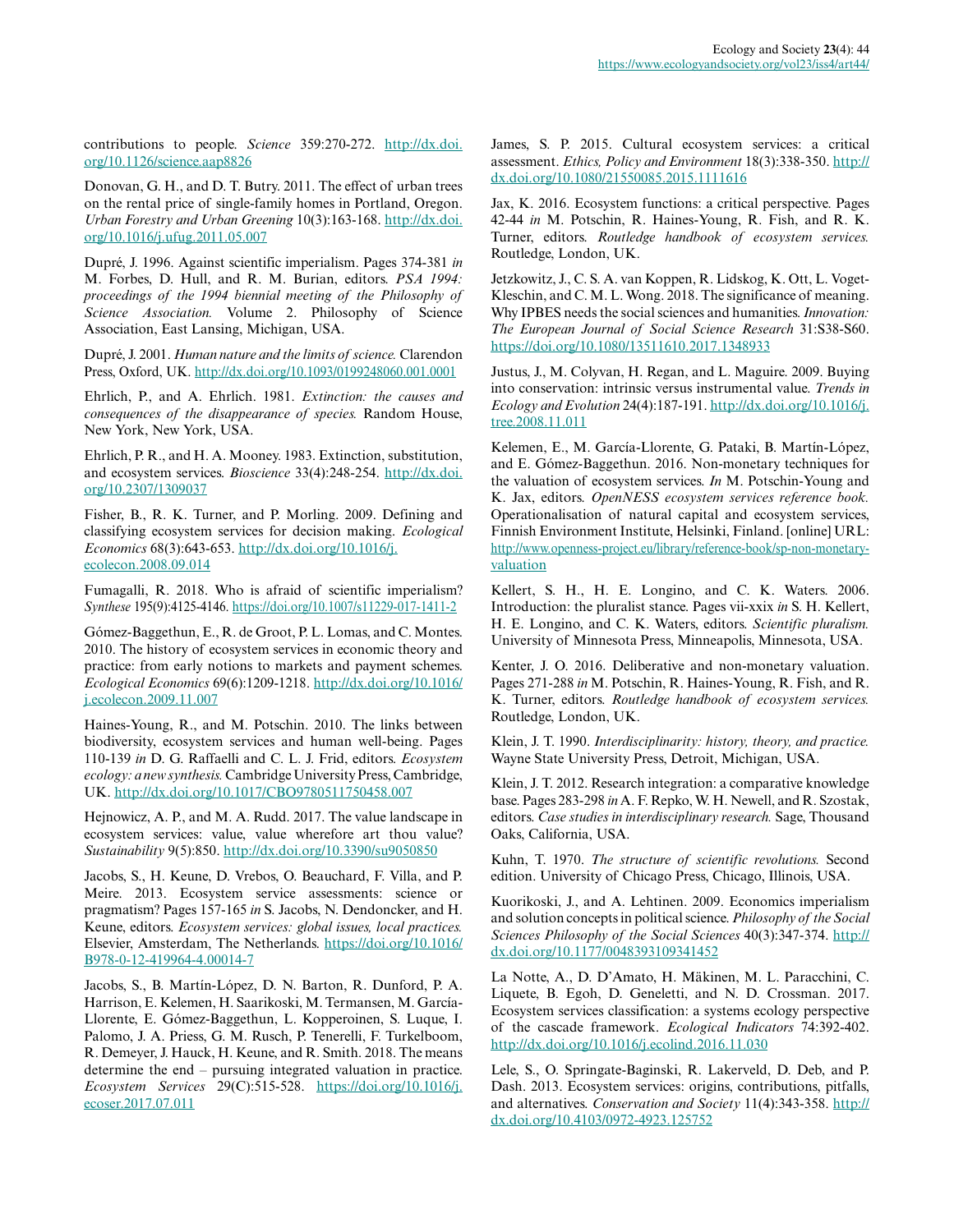contributions to people. *Science* 359:270-272. http://dx.doi.org/10.1126/science.aap8826

Donovan, G. H., and D. T. Butry. 2011. The effect of urban trees on the rental price of single-family homes in Portland, Oregon. *Urban Forestry and Urban Greening* 10(3):163-168. http://dx.doi.org/10.1016/j.ufug.2011.05.007

Dupré, J. 1996. Against scientific imperialism. Pages 374-381 *in* M. Forbes, D. Hull, and R. M. Burian, editors. *PSA 1994: proceedings of the 1994 biennial meeting of the Philosophy of Science Association.* Volume 2. Philosophy of Science Association, East Lansing, Michigan, USA.

Dupré, J. 2001. *Human nature and the limits of science.* Clarendon Press, Oxford, UK. http://dx.doi.org/10.1093/0199248060.001.0001

Ehrlich, P., and A. Ehrlich. 1981. *Extinction: the causes and consequences of the disappearance of species.* Random House, New York, New York, USA.

Ehrlich, P. R., and H. A. Mooney. 1983. Extinction, substitution, and ecosystem services. *Bioscience* 33(4):248-254. http://dx.doi.org/10.2307/1309037

Fisher, B., R. K. Turner, and P. Morling. 2009. Defining and classifying ecosystem services for decision making. *Ecological Economics* 68(3):643-653. http://dx.doi.org/10.1016/j.ecolecon.2008.09.014

Fumagalli, R. 2018. Who is afraid of scientific imperialism? *Synthese* 195(9):4125-4146. https://doi.org/10.1007/s11229-017-1411-2

Gómez-Baggethun, E., R. de Groot, P. L. Lomas, and C. Montes. 2010. The history of ecosystem services in economic theory and practice: from early notions to markets and payment schemes. *Ecological Economics* 69(6):1209-1218. http://dx.doi.org/10.1016/j.ecolecon.2009.11.007

Haines-Young, R., and M. Potschin. 2010. The links between biodiversity, ecosystem services and human well-being. Pages 110-139 *in* D. G. Raffaelli and C. L. J. Frid, editors. *Ecosystem ecology: a new synthesis.* Cambridge University Press, Cambridge, UK. http://dx.doi.org/10.1017/CBO9780511750458.007

Hejnowicz, A. P., and M. A. Rudd. 2017. The value landscape in ecosystem services: value, value wherefore art thou value? *Sustainability* 9(5):850. http://dx.doi.org/10.3390/su9050850

Jacobs, S., H. Keune, D. Vrebos, O. Beauchard, F. Villa, and P. Meire. 2013. Ecosystem service assessments: science or pragmatism? Pages 157-165 *in* S. Jacobs, N. Dendoncker, and H. Keune, editors. *Ecosystem services: global issues, local practices.* Elsevier, Amsterdam, The Netherlands. https://doi.org/10.1016/B978-0-12-419964-4.00014-7

Jacobs, S., B. Martín-López, D. N. Barton, R. Dunford, P. A. Harrison, E. Kelemen, H. Saarikoski, M. Termansen, M. García-Llorente, E. Gómez-Baggethun, L. Kopperoinen, S. Luque, I. Palomo, J. A. Priess, G. M. Rusch, P. Tenerelli, F. Turkelboom, R. Demeyer, J. Hauck, H. Keune, and R. Smith. 2018. The means determine the end – pursuing integrated valuation in practice. *Ecosystem Services* 29(C):515-528. https://doi.org/10.1016/j.ecoser.2017.07.011

James, S. P. 2015. Cultural ecosystem services: a critical assessment. *Ethics, Policy and Environment* 18(3):338-350. http://dx.doi.org/10.1080/21550085.2015.1111616

Jax, K. 2016. Ecosystem functions: a critical perspective. Pages 42-44 *in* M. Potschin, R. Haines-Young, R. Fish, and R. K. Turner, editors. *Routledge handbook of ecosystem services.* Routledge, London, UK.

Jetzkowitz, J., C. S. A. van Koppen, R. Lidskog, K. Ott, L. Voget-Kleschin, and C. M. L. Wong. 2018. The significance of meaning. Why IPBES needs the social sciences and humanities. *Innovation: The European Journal of Social Science Research* 31:S38-S60. https://doi.org/10.1080/13511610.2017.1348933

Justus, J., M. Colyvan, H. Regan, and L. Maguire. 2009. Buying into conservation: intrinsic versus instrumental value. *Trends in Ecology and Evolution* 24(4):187-191. http://dx.doi.org/10.1016/j.tree.2008.11.011

Kelemen, E., M. García-Llorente, G. Pataki, B. Martín-López, and E. Gómez-Baggethun. 2016. Non-monetary techniques for the valuation of ecosystem services. *In* M. Potschin-Young and K. Jax, editors. *OpenNESS ecosystem services reference book.* Operationalisation of natural capital and ecosystem services, Finnish Environment Institute, Helsinki, Finland. [online] URL: http://www.openness-project.eu/library/reference-book/sp-non-monetary-valuation

Kellert, S. H., H. E. Longino, and C. K. Waters. 2006. Introduction: the pluralist stance. Pages vii-xxix *in* S. H. Kellert, H. E. Longino, and C. K. Waters, editors. *Scientific pluralism.* University of Minnesota Press, Minneapolis, Minnesota, USA.

Kenter, J. O. 2016. Deliberative and non-monetary valuation. Pages 271-288 *in* M. Potschin, R. Haines-Young, R. Fish, and R. K. Turner, editors. *Routledge handbook of ecosystem services.* Routledge, London, UK.

Klein, J. T. 1990. *Interdisciplinarity: history, theory, and practice.* Wayne State University Press, Detroit, Michigan, USA.

Klein, J. T. 2012. Research integration: a comparative knowledge base. Pages 283-298 *in* A. F. Repko, W. H. Newell, and R. Szostak, editors. *Case studies in interdisciplinary research.* Sage, Thousand Oaks, California, USA.

Kuhn, T. 1970. *The structure of scientific revolutions.* Second edition. University of Chicago Press, Chicago, Illinois, USA.

Kuorikoski, J., and A. Lehtinen. 2009. Economics imperialism and solution concepts in political science. *Philosophy of the Social Sciences Philosophy of the Social Sciences* 40(3):347-374. http://dx.doi.org/10.1177/0048393109341452

La Notte, A., D. D'Amato, H. Mäkinen, M. L. Paracchini, C. Liquete, B. Egoh, D. Geneletti, and N. D. Crossman. 2017. Ecosystem services classification: a systems ecology perspective of the cascade framework. *Ecological Indicators* 74:392-402. http://dx.doi.org/10.1016/j.ecolind.2016.11.030

Lele, S., O. Springate-Baginski, R. Lakerveld, D. Deb, and P. Dash. 2013. Ecosystem services: origins, contributions, pitfalls, and alternatives. *Conservation and Society* 11(4):343-358. http://dx.doi.org/10.4103/0972-4923.125752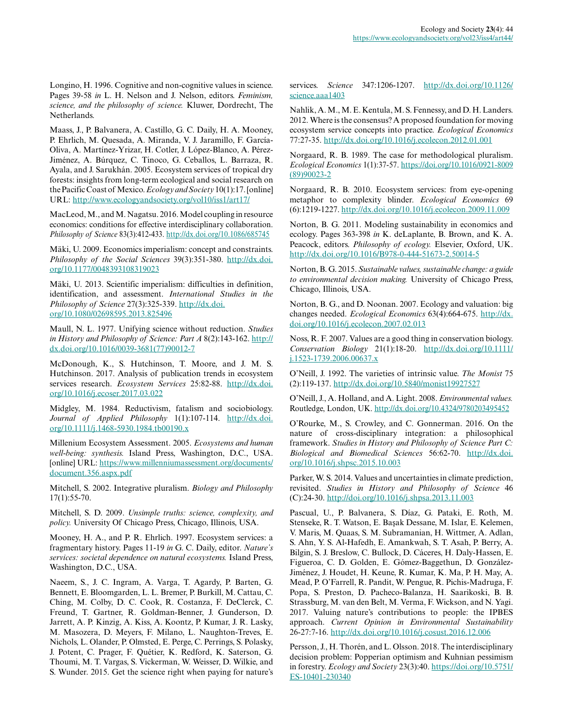Longino, H. 1996. Cognitive and non-cognitive values in science. Pages 39-58 *in* L. H. Nelson and J. Nelson, editors. *Feminism, science, and the philosophy of science.* Kluwer, Dordrecht, The Netherlands.

Maass, J., P. Balvanera, A. Castillo, G. C. Daily, H. A. Mooney, P. Ehrlich, M. Quesada, A. Miranda, V. J. Jaramillo, F. García-Oliva, A. Martínez-Yrizar, H. Cotler, J. López-Blanco, A. Pérez-Jiménez, A. Búrquez, C. Tinoco, G. Ceballos, L. Barraza, R. Ayala, and J. Sarukhán. 2005. Ecosystem services of tropical dry forests: insights from long-term ecological and social research on the Pacific Coast of Mexico. *Ecology and Society* 10(1):17. [online] URL: http://www.ecologyandsociety.org/vol10/iss1/art17/

MacLeod, M., and M. Nagatsu. 2016. Model coupling in resource economics: conditions for effective interdisciplinary collaboration. *Philosophy of Science* 83(3):412-433. http://dx.doi.org/10.1086/685745

Mäki, U. 2009. Economics imperialism: concept and constraints. *Philosophy of the Social Sciences* 39(3):351-380. http://dx.doi.org/10.1177/0048393108319023

Mäki, U. 2013. Scientific imperialism: difficulties in definition, identification, and assessment. *International Studies in the Philosophy of Science* 27(3):325-339. http://dx.doi.org/10.1080/02698595.2013.825496

Maull, N. L. 1977. Unifying science without reduction. *Studies in History and Philosophy of Science: Part A* 8(2):143-162. http://dx.doi.org/10.1016/0039-3681(77)90012-7

McDonough, K., S. Hutchinson, T. Moore, and J. M. S. Hutchinson. 2017. Analysis of publication trends in ecosystem services research. *Ecosystem Services* 25:82-88. http://dx.doi.org/10.1016/j.ecoser.2017.03.022

Midgley, M. 1984. Reductivism, fatalism and sociobiology. *Journal of Applied Philosophy* 1(1):107-114. http://dx.doi.org/10.1111/j.1468-5930.1984.tb00190.x

Millenium Ecosystem Assessment. 2005. *Ecosystems and human well-being: synthesis.* Island Press, Washington, D.C., USA. [online] URL: https://www.millenniumassessment.org/documents/document.356.aspx.pdf

Mitchell, S. 2002. Integrative pluralism. *Biology and Philosophy* 17(1):55-70.

Mitchell, S. D. 2009. *Unsimple truths: science, complexity, and policy.* University Of Chicago Press, Chicago, Illinois, USA.

Mooney, H. A., and P. R. Ehrlich. 1997. Ecosystem services: a fragmentary history. Pages 11-19 *in* G. C. Daily, editor. *Nature's services: societal dependence on natural ecosystems.* Island Press, Washington, D.C., USA.

Naeem, S., J. C. Ingram, A. Varga, T. Agardy, P. Barten, G. Bennett, E. Bloomgarden, L. L. Bremer, P. Burkill, M. Cattau, C. Ching, M. Colby, D. C. Cook, R. Costanza, F. DeClerck, C. Freund, T. Gartner, R. Goldman-Benner, J. Gunderson, D. Jarrett, A. P. Kinzig, A. Kiss, A. Koontz, P. Kumar, J. R. Lasky, M. Masozera, D. Meyers, F. Milano, L. Naughton-Treves, E. Nichols, L. Olander, P. Olmsted, E. Perge, C. Perrings, S. Polasky, J. Potent, C. Prager, F. Quétier, K. Redford, K. Saterson, G. Thoumi, M. T. Vargas, S. Vickerman, W. Weisser, D. Wilkie, and S. Wunder. 2015. Get the science right when paying for nature's services. *Science* 347:1206-1207. http://dx.doi.org/10.1126/science.aaa1403

Nahlik, A. M., M. E. Kentula, M. S. Fennessy, and D. H. Landers. 2012. Where is the consensus? A proposed foundation for moving ecosystem service concepts into practice. *Ecological Economics* 77:27-35. http://dx.doi.org/10.1016/j.ecolecon.2012.01.001

Norgaard, R. B. 1989. The case for methodological pluralism. *Ecological Economics* 1(1):37-57. https://doi.org/10.1016/0921-8009(89)90023-2

Norgaard, R. B. 2010. Ecosystem services: from eye-opening metaphor to complexity blinder. *Ecological Economics* 69(6):1219-1227. http://dx.doi.org/10.1016/j.ecolecon.2009.11.009

Norton, B. G. 2011. Modeling sustainability in economics and ecology. Pages 363-398 *in* K. deLaplante, B. Brown, and K. A. Peacock, editors. *Philosophy of ecology.* Elsevier, Oxford, UK. http://dx.doi.org/10.1016/B978-0-444-51673-2.50014-5

Norton, B. G. 2015. *Sustainable values, sustainable change: a guide to environmental decision making.* University of Chicago Press, Chicago, Illinois, USA.

Norton, B. G., and D. Noonan. 2007. Ecology and valuation: big changes needed. *Ecological Economics* 63(4):664-675. http://dx.doi.org/10.1016/j.ecolecon.2007.02.013

Noss, R. F. 2007. Values are a good thing in conservation biology. *Conservation Biology* 21(1):18-20. http://dx.doi.org/10.1111/j.1523-1739.2006.00637.x

O'Neill, J. 1992. The varieties of intrinsic value. *The Monist* 75(2):119-137. http://dx.doi.org/10.5840/monist19927527

O'Neill, J., A. Holland, and A. Light. 2008. *Environmental values.* Routledge, London, UK. http://dx.doi.org/10.4324/9780203495452

O'Rourke, M., S. Crowley, and C. Gonnerman. 2016. On the nature of cross-disciplinary integration: a philosophical framework. *Studies in History and Philosophy of Science Part C: Biological and Biomedical Sciences* 56:62-70. http://dx.doi.org/10.1016/j.shpsc.2015.10.003

Parker, W. S. 2014. Values and uncertainties in climate prediction, revisited. *Studies in History and Philosophy of Science* 46(C):24-30. http://doi.org/10.1016/j.shpsa.2013.11.003

Pascual, U., P. Balvanera, S. Díaz, G. Pataki, E. Roth, M. Stenseke, R. T. Watson, E. Başak Dessane, M. Islar, E. Kelemen, V. Maris, M. Quaas, S. M. Subramanian, H. Wittmer, A. Adlan, S. Ahn, Y. S. Al-Hafedh, E. Amankwah, S. T. Asah, P. Berry, A. Bilgin, S. J. Breslow, C. Bullock, D. Cáceres, H. Daly-Hassen, E. Figueroa, C. D. Golden, E. Gómez-Baggethun, D. González-Jiménez, J. Houdet, H. Keune, R. Kumar, K. Ma, P. H. May, A. Mead, P. O'Farrell, R. Pandit, W. Pengue, R. Pichis-Madruga, F. Popa, S. Preston, D. Pacheco-Balanza, H. Saarikoski, B. B. Strassburg, M. van den Belt, M. Verma, F. Wickson, and N. Yagi. 2017. Valuing nature's contributions to people: the IPBES approach. *Current Opinion in Environmental Sustainability* 26-27:7-16. http://dx.doi.org/10.1016/j.cosust.2016.12.006

Persson, J., H. Thorén, and L. Olsson. 2018. The interdisciplinary decision problem: Popperian optimism and Kuhnian pessimism in forestry. *Ecology and Society* 23(3):40. https://doi.org/10.5751/ES-10401-230340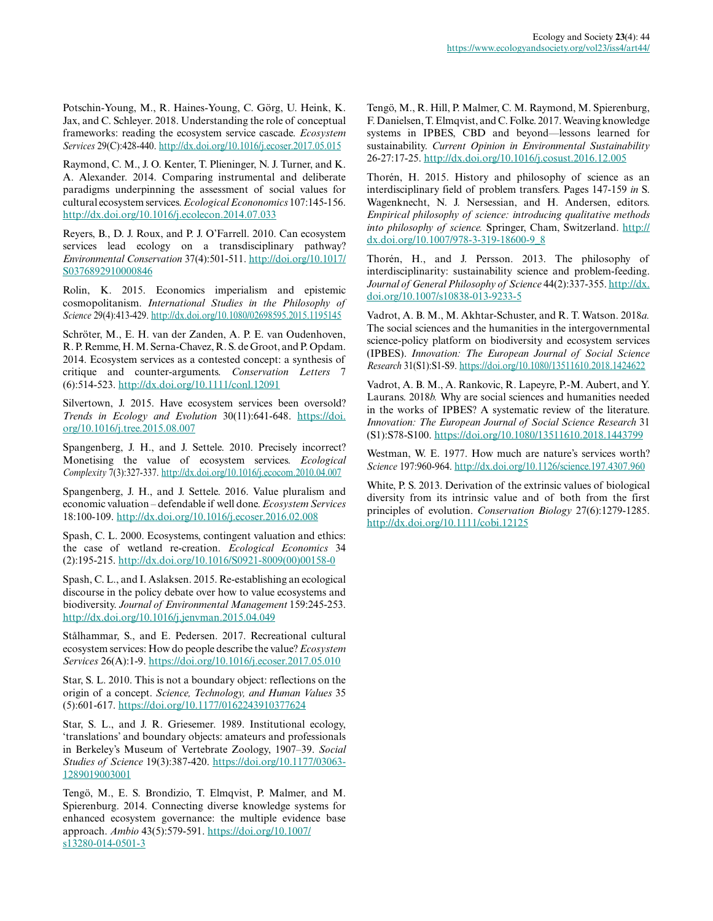Potschin-Young, M., R. Haines-Young, C. Görg, U. Heink, K. Jax, and C. Schleyer. 2018. Understanding the role of conceptual frameworks: reading the ecosystem service cascade. *Ecosystem Services* 29(C):428-440. http://dx.doi.org/10.1016/j.ecoser.2017.05.015

Raymond, C. M., J. O. Kenter, T. Plieninger, N. J. Turner, and K. A. Alexander. 2014. Comparing instrumental and deliberate paradigms underpinning the assessment of social values for cultural ecosystem services. *Ecological Econonomics* 107:145-156. http://dx.doi.org/10.1016/j.ecolecon.2014.07.033

Reyers, B., D. J. Roux, and P. J. O'Farrell. 2010. Can ecosystem services lead ecology on a transdisciplinary pathway? *Environmental Conservation* 37(4):501-511. http://doi.org/10.1017/S0376892910000846

Rolin, K. 2015. Economics imperialism and epistemic cosmopolitanism. *International Studies in the Philosophy of Science* 29(4):413-429. http://dx.doi.org/10.1080/02698595.2015.1195145

Schröter, M., E. H. van der Zanden, A. P. E. van Oudenhoven, R. P. Remme, H. M. Serna-Chavez, R. S. de Groot, and P. Opdam. 2014. Ecosystem services as a contested concept: a synthesis of critique and counter-arguments. *Conservation Letters* 7 (6):514-523. http://dx.doi.org/10.1111/conl.12091

Silvertown, J. 2015. Have ecosystem services been oversold? *Trends in Ecology and Evolution* 30(11):641-648. https://doi.org/10.1016/j.tree.2015.08.007

Spangenberg, J. H., and J. Settele. 2010. Precisely incorrect? Monetising the value of ecosystem services. *Ecological Complexity* 7(3):327-337. http://dx.doi.org/10.1016/j.ecocom.2010.04.007

Spangenberg, J. H., and J. Settele. 2016. Value pluralism and economic valuation – defendable if well done. *Ecosystem Services* 18:100-109. http://dx.doi.org/10.1016/j.ecoser.2016.02.008

Spash, C. L. 2000. Ecosystems, contingent valuation and ethics: the case of wetland re-creation. *Ecological Economics* 34 (2):195-215. http://dx.doi.org/10.1016/S0921-8009(00)00158-0

Spash, C. L., and I. Aslaksen. 2015. Re-establishing an ecological discourse in the policy debate over how to value ecosystems and biodiversity. *Journal of Environmental Management* 159:245-253. http://dx.doi.org/10.1016/j.jenvman.2015.04.049

Stålhammar, S., and E. Pedersen. 2017. Recreational cultural ecosystem services: How do people describe the value? *Ecosystem Services* 26(A):1-9. https://doi.org/10.1016/j.ecoser.2017.05.010

Star, S. L. 2010. This is not a boundary object: reflections on the origin of a concept. *Science, Technology, and Human Values* 35 (5):601-617. https://doi.org/10.1177/0162243910377624

Star, S. L., and J. R. Griesemer. 1989. Institutional ecology, 'translations' and boundary objects: amateurs and professionals in Berkeley's Museum of Vertebrate Zoology, 1907–39. *Social Studies of Science* 19(3):387-420. https://doi.org/10.1177/030631289019003001

Tengö, M., E. S. Brondizio, T. Elmqvist, P. Malmer, and M. Spierenburg. 2014. Connecting diverse knowledge systems for enhanced ecosystem governance: the multiple evidence base approach. *Ambio* 43(5):579-591. https://doi.org/10.1007/s13280-014-0501-3

Tengö, M., R. Hill, P. Malmer, C. M. Raymond, M. Spierenburg, F. Danielsen, T. Elmqvist, and C. Folke. 2017. Weaving knowledge systems in IPBES, CBD and beyond—lessons learned for sustainability. *Current Opinion in Environmental Sustainability* 26-27:17-25. http://dx.doi.org/10.1016/j.cosust.2016.12.005

Thorén, H. 2015. History and philosophy of science as an interdisciplinary field of problem transfers. Pages 147-159 *in* S. Wagenknecht, N. J. Nersessian, and H. Andersen, editors. *Empirical philosophy of science: introducing qualitative methods into philosophy of science.* Springer, Cham, Switzerland. http://dx.doi.org/10.1007/978-3-319-18600-9_8

Thorén, H., and J. Persson. 2013. The philosophy of interdisciplinarity: sustainability science and problem-feeding. *Journal of General Philosophy of Science* 44(2):337-355. http://dx.doi.org/10.1007/s10838-013-9233-5

Vadrot, A. B. M., M. Akhtar-Schuster, and R. T. Watson. 2018*a*. The social sciences and the humanities in the intergovernmental science-policy platform on biodiversity and ecosystem services (IPBES). *Innovation: The European Journal of Social Science Research* 31(S1):S1-S9. https://doi.org/10.1080/13511610.2018.1424622

Vadrot, A. B. M., A. Rankovic, R. Lapeyre, P.-M. Aubert, and Y. Laurans. 2018*b*. Why are social sciences and humanities needed in the works of IPBES? A systematic review of the literature. *Innovation: The European Journal of Social Science Research* 31 (S1):S78-S100. https://doi.org/10.1080/13511610.2018.1443799

Westman, W. E. 1977. How much are nature's services worth? *Science* 197:960-964. http://dx.doi.org/10.1126/science.197.4307.960

White, P. S. 2013. Derivation of the extrinsic values of biological diversity from its intrinsic value and of both from the first principles of evolution. *Conservation Biology* 27(6):1279-1285. http://dx.doi.org/10.1111/cobi.12125